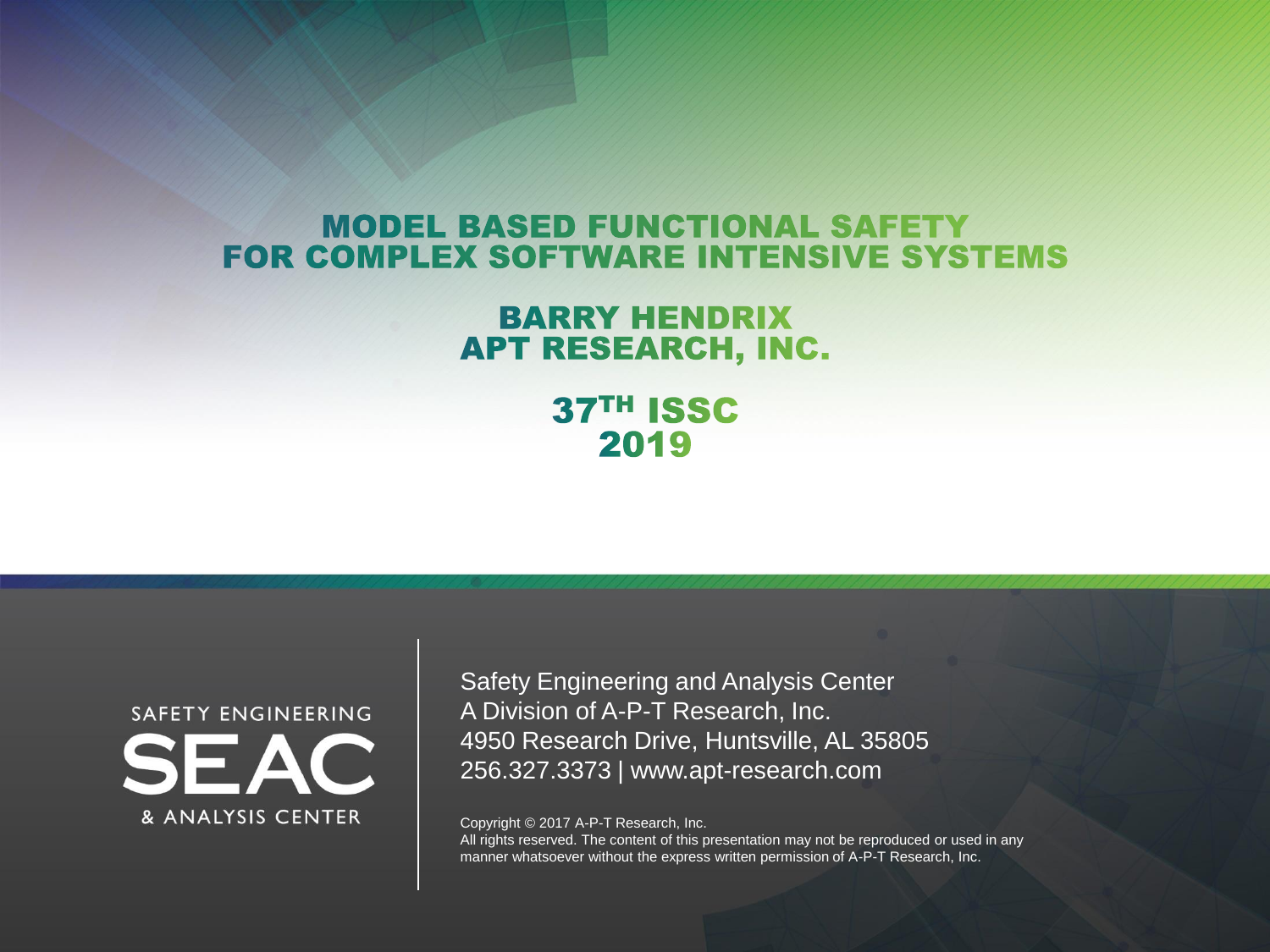# MODEL BASED FUNCTIONAL SAFETY FOR COMPLEX SOFTWARE INTENSIVE SYSTEMS

## BARRY HENDRIX
## APT RESEARCH, INC.

## 37TH ISSC 2019

SAFETY ENGINEERING
SEAC
& ANALYSIS CENTER

Safety Engineering and Analysis Center
A Division of A-P-T Research, Inc.
4950 Research Drive, Huntsville, AL 35805
256.327.3373 | www.apt-research.com

Copyright © 2017 A-P-T Research, Inc.
All rights reserved. The content of this presentation may not be reproduced or used in any manner whatsoever without the express written permission of A-P-T Research, Inc.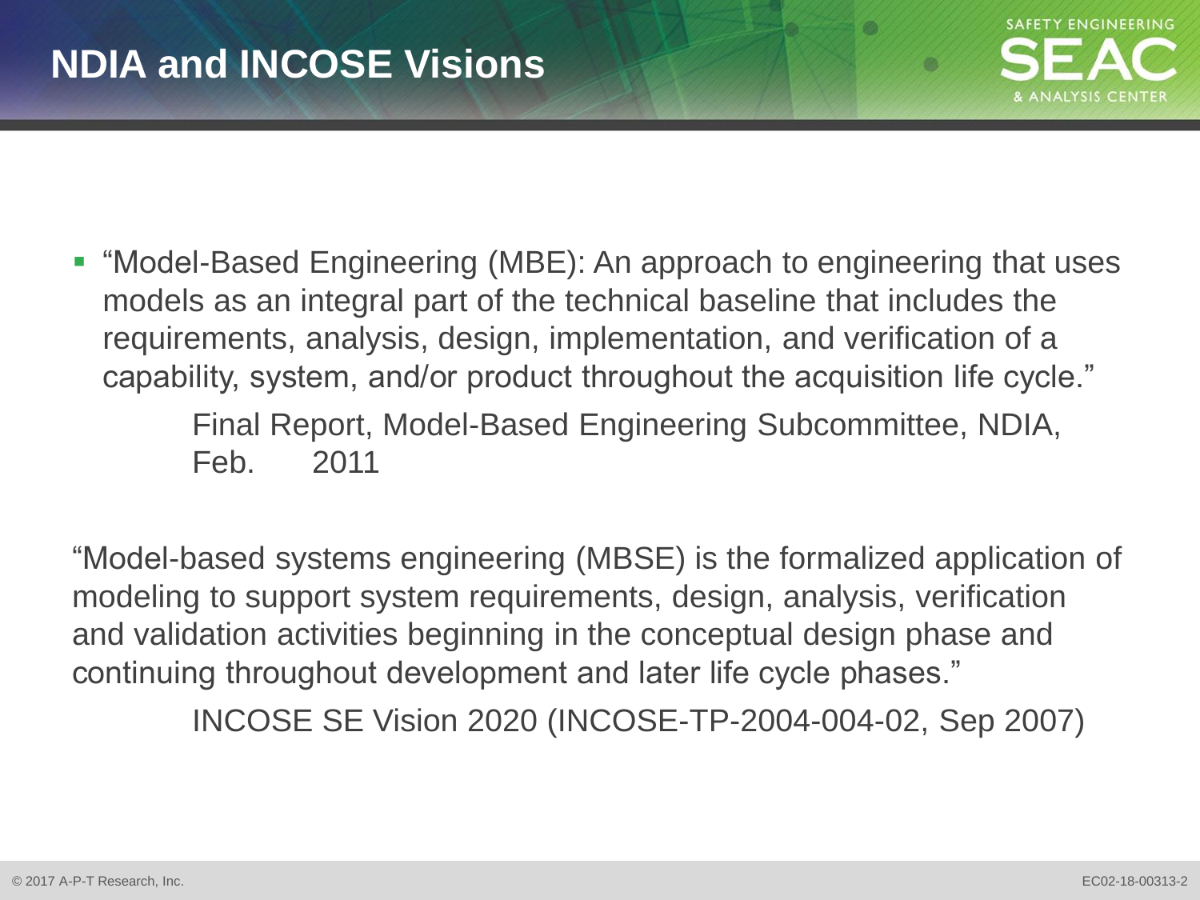# NDIA and INCOSE Visions

- "Model-Based Engineering (MBE): An approach to engineering that uses models as an integral part of the technical baseline that includes the requirements, analysis, design, implementation, and verification of a capability, system, and/or product throughout the acquisition life cycle."

  Final Report, Model-Based Engineering Subcommittee, NDIA, Feb. 2011

"Model-based systems engineering (MBSE) is the formalized application of modeling to support system requirements, design, analysis, verification and validation activities beginning in the conceptual design phase and continuing throughout development and later life cycle phases."

INCOSE SE Vision 2020 (INCOSE-TP-2004-004-02, Sep 2007)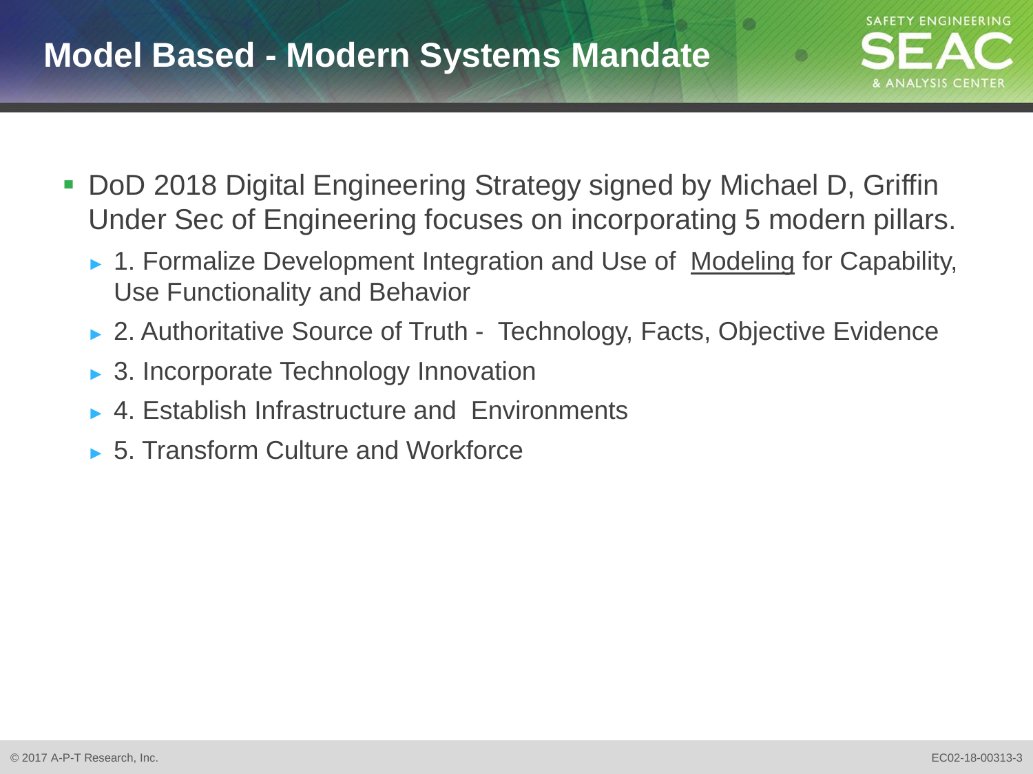# Model Based - Modern Systems Mandate

- DoD 2018 Digital Engineering Strategy signed by Michael D, Griffin Under Sec of Engineering focuses on incorporating 5 modern pillars.
  - 1. Formalize Development Integration and Use of <u>Modeling</u> for Capability, Use Functionality and Behavior
  - 2. Authoritative Source of Truth - Technology, Facts, Objective Evidence
  - 3. Incorporate Technology Innovation
  - 4. Establish Infrastructure and Environments
  - 5. Transform Culture and Workforce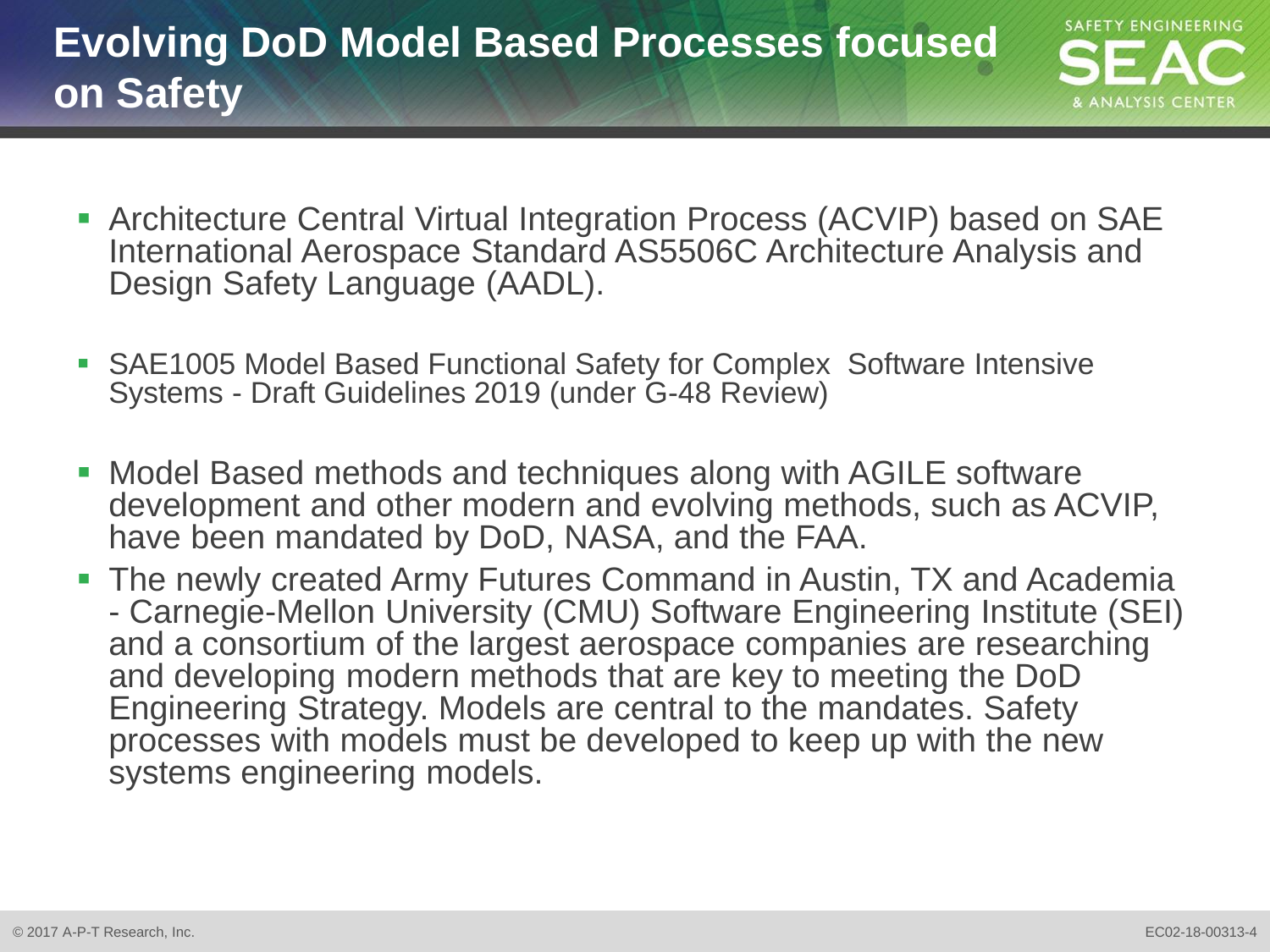# Evolving DoD Model Based Processes focused on Safety

- Architecture Central Virtual Integration Process (ACVIP) based on SAE International Aerospace Standard AS5506C Architecture Analysis and Design Safety Language (AADL).

- SAE1005 Model Based Functional Safety for Complex Software Intensive Systems - Draft Guidelines 2019 (under G-48 Review)

- Model Based methods and techniques along with AGILE software development and other modern and evolving methods, such as ACVIP, have been mandated by DoD, NASA, and the FAA.
- The newly created Army Futures Command in Austin, TX and Academia - Carnegie-Mellon University (CMU) Software Engineering Institute (SEI) and a consortium of the largest aerospace companies are researching and developing modern methods that are key to meeting the DoD Engineering Strategy. Models are central to the mandates. Safety processes with models must be developed to keep up with the new systems engineering models.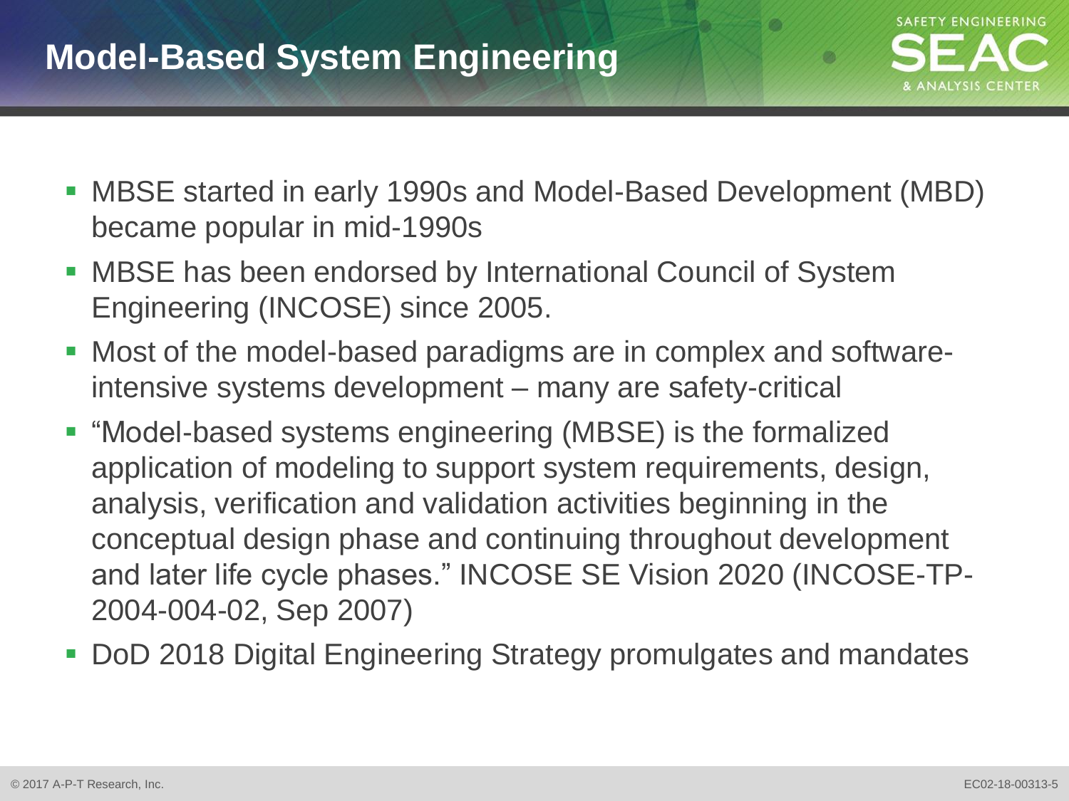# Model-Based System Engineering

- MBSE started in early 1990s and Model-Based Development (MBD) became popular in mid-1990s
- MBSE has been endorsed by International Council of System Engineering (INCOSE) since 2005.
- Most of the model-based paradigms are in complex and software-intensive systems development – many are safety-critical
- "Model-based systems engineering (MBSE) is the formalized application of modeling to support system requirements, design, analysis, verification and validation activities beginning in the conceptual design phase and continuing throughout development and later life cycle phases." INCOSE SE Vision 2020 (INCOSE-TP-2004-004-02, Sep 2007)
- DoD 2018 Digital Engineering Strategy promulgates and mandates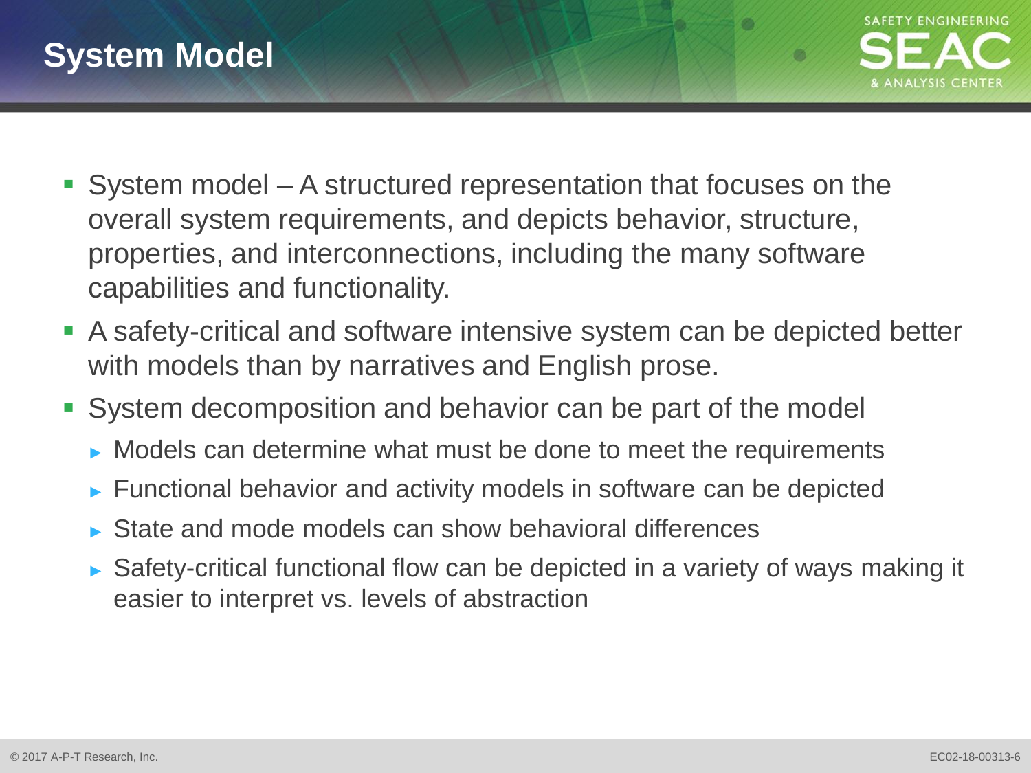# System Model

- System model – A structured representation that focuses on the overall system requirements, and depicts behavior, structure, properties, and interconnections, including the many software capabilities and functionality.
- A safety-critical and software intensive system can be depicted better with models than by narratives and English prose.
- System decomposition and behavior can be part of the model
  - Models can determine what must be done to meet the requirements
  - Functional behavior and activity models in software can be depicted
  - State and mode models can show behavioral differences
  - Safety-critical functional flow can be depicted in a variety of ways making it easier to interpret vs. levels of abstraction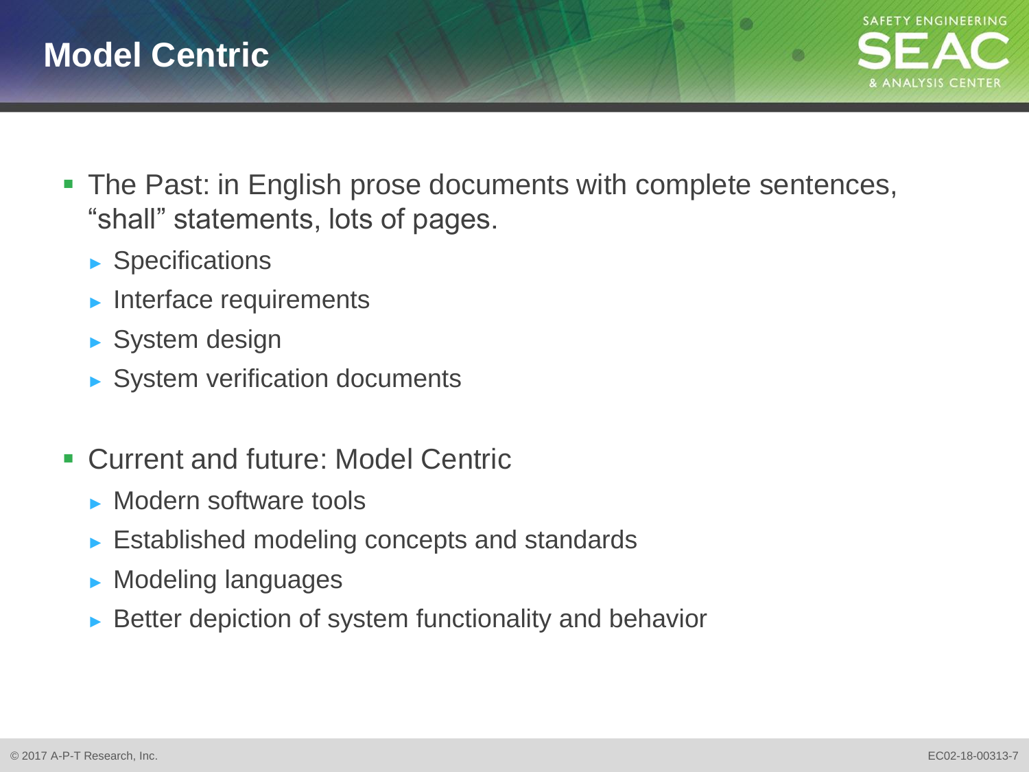# Model Centric

- The Past: in English prose documents with complete sentences, “shall” statements, lots of pages.
  - Specifications
  - Interface requirements
  - System design
  - System verification documents
- Current and future: Model Centric
  - Modern software tools
  - Established modeling concepts and standards
  - Modeling languages
  - Better depiction of system functionality and behavior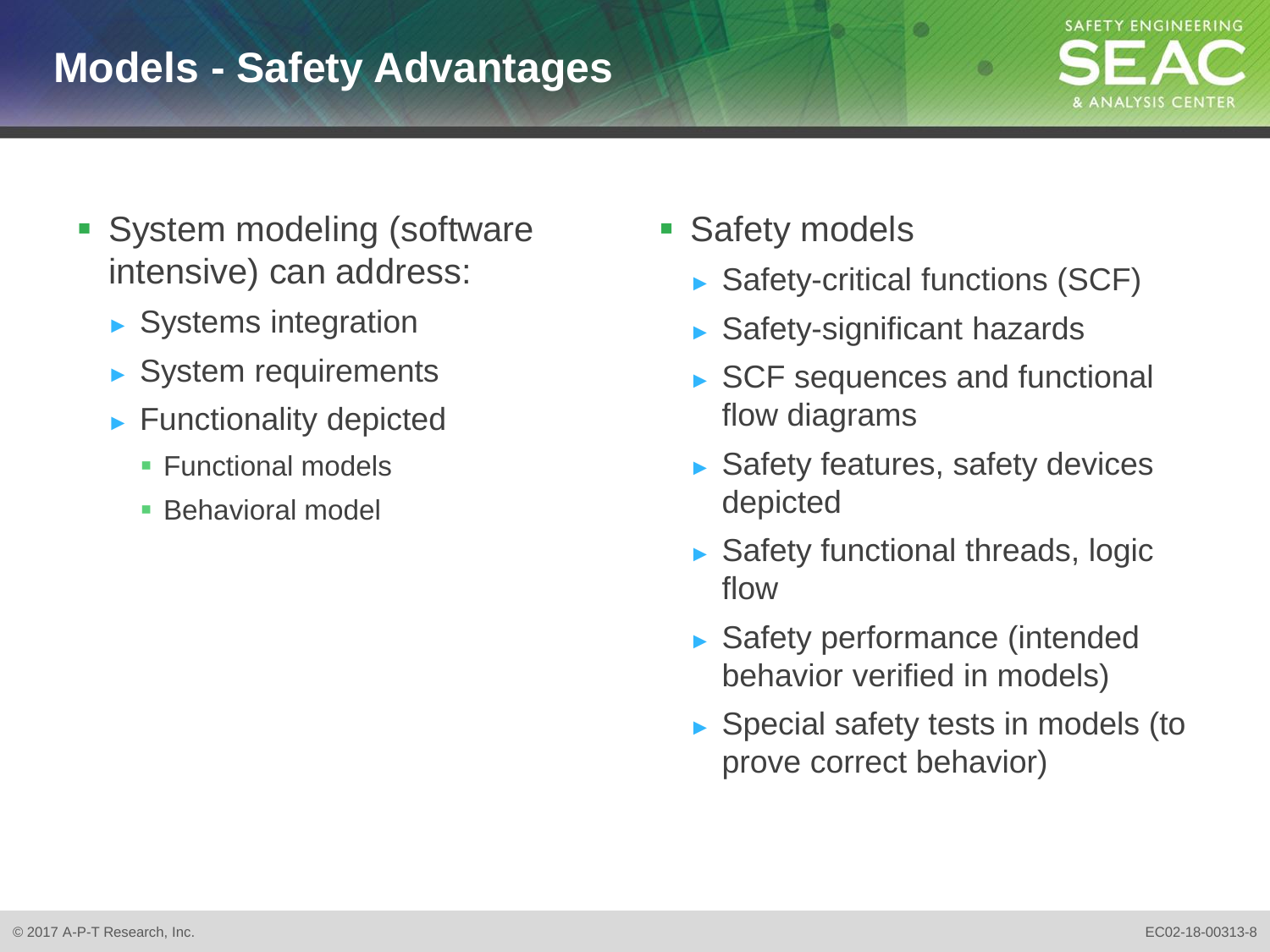# Models - Safety Advantages

- System modeling (software intensive) can address:
  - Systems integration
  - System requirements
  - Functionality depicted
    - Functional models
    - Behavioral model

- Safety models
  - Safety-critical functions (SCF)
  - Safety-significant hazards
  - SCF sequences and functional flow diagrams
  - Safety features, safety devices depicted
  - Safety functional threads, logic flow
  - Safety performance (intended behavior verified in models)
  - Special safety tests in models (to prove correct behavior)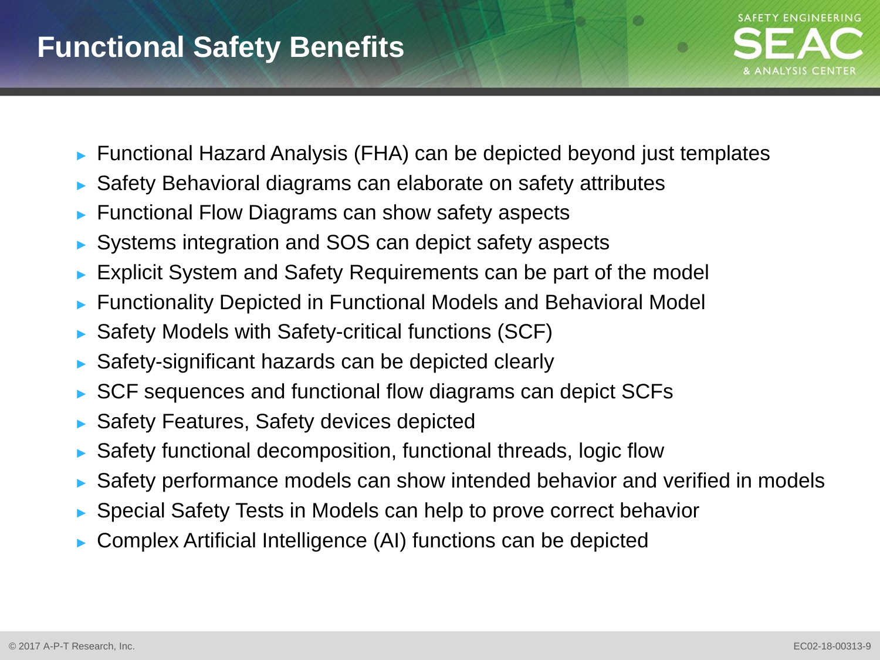# Functional Safety Benefits

- Functional Hazard Analysis (FHA) can be depicted beyond just templates
- Safety Behavioral diagrams can elaborate on safety attributes
- Functional Flow Diagrams can show safety aspects
- Systems integration and SOS can depict safety aspects
- Explicit System and Safety Requirements can be part of the model
- Functionality Depicted in Functional Models and Behavioral Model
- Safety Models with Safety-critical functions (SCF)
- Safety-significant hazards can be depicted clearly
- SCF sequences and functional flow diagrams can depict SCFs
- Safety Features, Safety devices depicted
- Safety functional decomposition, functional threads, logic flow
- Safety performance models can show intended behavior and verified in models
- Special Safety Tests in Models can help to prove correct behavior
- Complex Artificial Intelligence (AI) functions can be depicted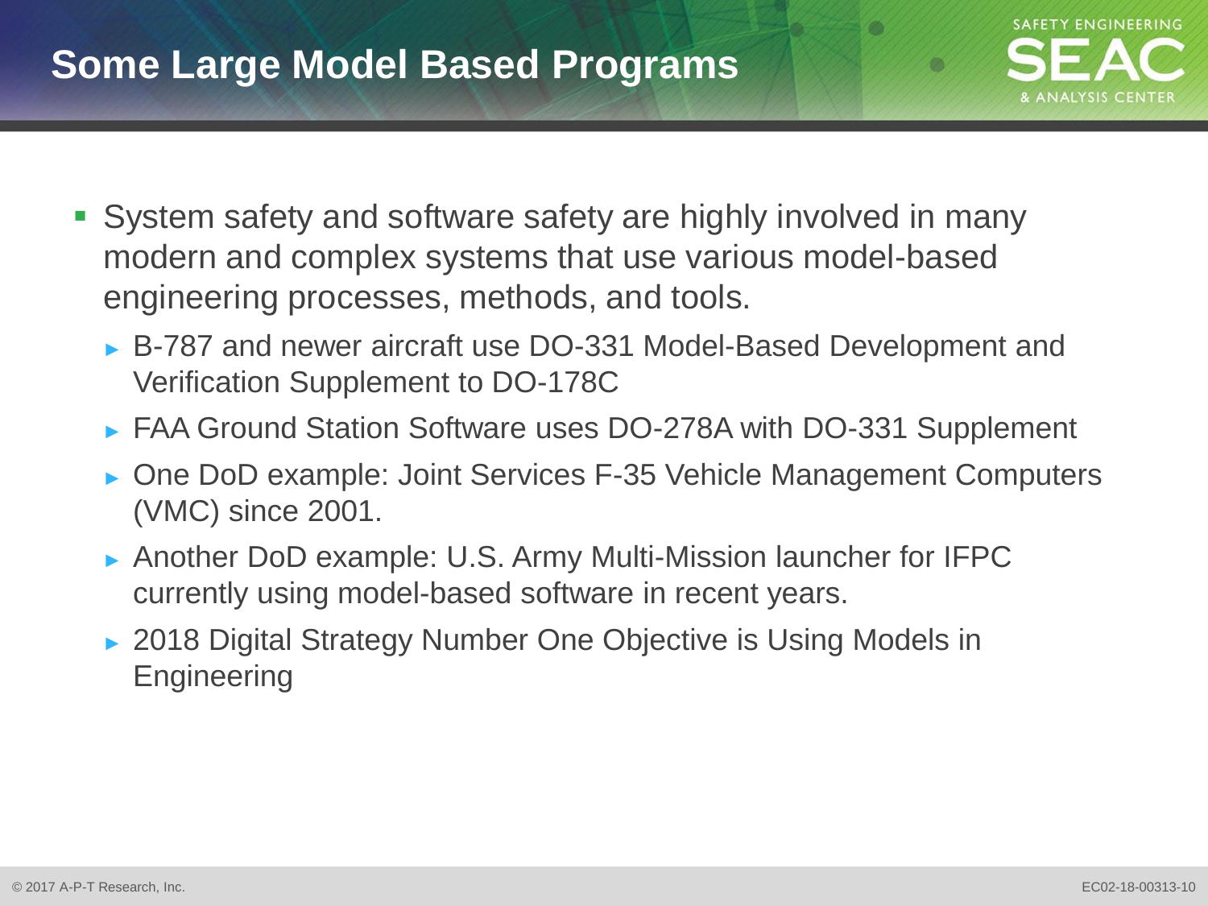# Some Large Model Based Programs

- System safety and software safety are highly involved in many modern and complex systems that use various model-based engineering processes, methods, and tools.
  - B-787 and newer aircraft use DO-331 Model-Based Development and Verification Supplement to DO-178C
  - FAA Ground Station Software uses DO-278A with DO-331 Supplement
  - One DoD example: Joint Services F-35 Vehicle Management Computers (VMC) since 2001.
  - Another DoD example: U.S. Army Multi-Mission launcher for IFPC currently using model-based software in recent years.
  - 2018 Digital Strategy Number One Objective is Using Models in Engineering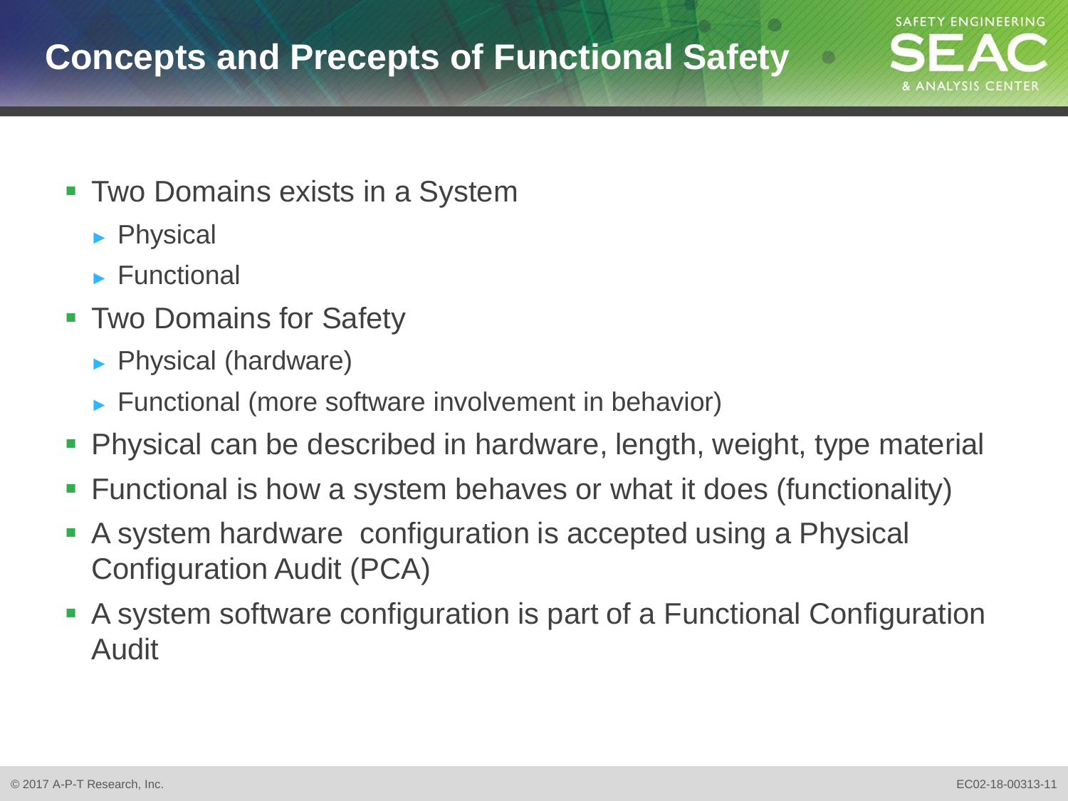# Concepts and Precepts of Functional Safety

- Two Domains exists in a System
  - Physical
  - Functional
- Two Domains for Safety
  - Physical (hardware)
  - Functional (more software involvement in behavior)
- Physical can be described in hardware, length, weight, type material
- Functional is how a system behaves or what it does (functionality)
- A system hardware configuration is accepted using a Physical Configuration Audit (PCA)
- A system software configuration is part of a Functional Configuration Audit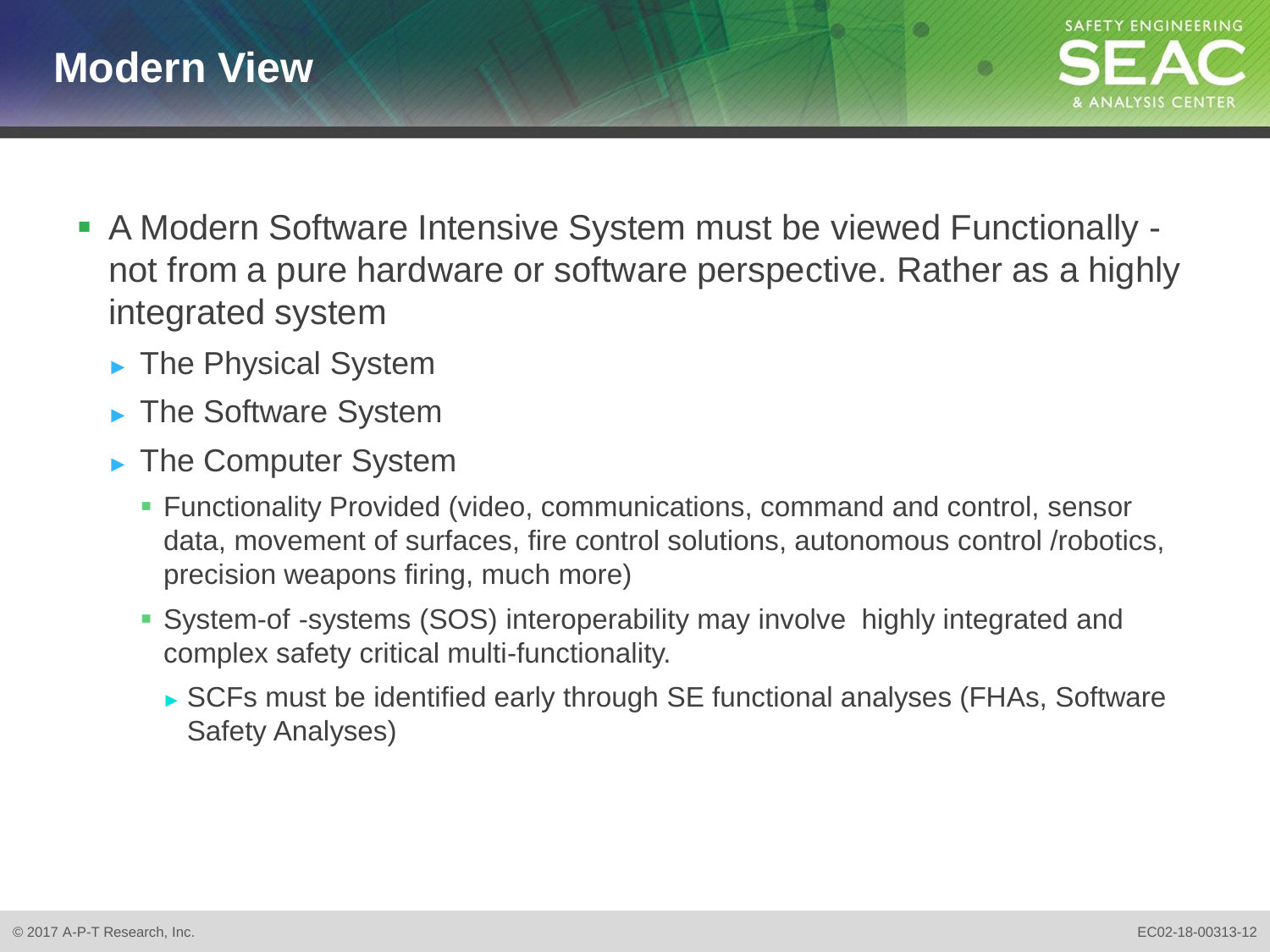# Modern View

- A Modern Software Intensive System must be viewed Functionally - not from a pure hardware or software perspective. Rather as a highly integrated system
  - The Physical System
  - The Software System
  - The Computer System
    - Functionality Provided (video, communications, command and control, sensor data, movement of surfaces, fire control solutions, autonomous control /robotics, precision weapons firing, much more)
    - System-of -systems (SOS) interoperability may involve highly integrated and complex safety critical multi-functionality.
      - SCFs must be identified early through SE functional analyses (FHAs, Software Safety Analyses)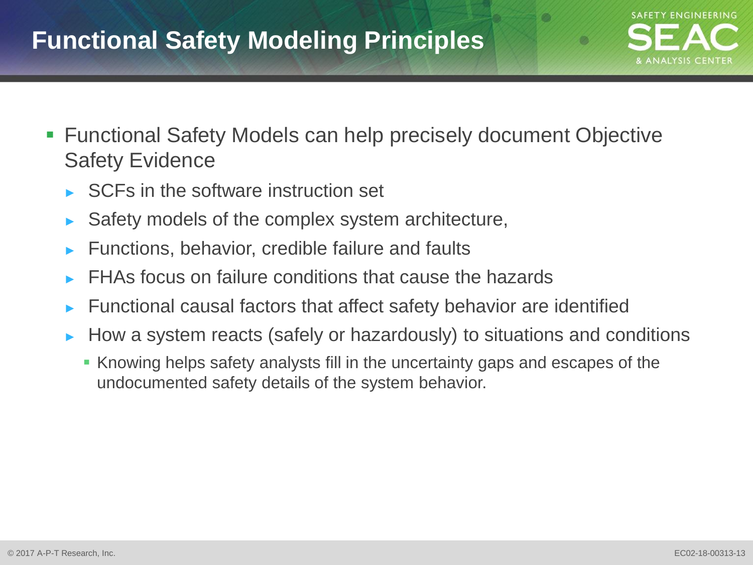# Functional Safety Modeling Principles

- Functional Safety Models can help precisely document Objective Safety Evidence
  - SCFs in the software instruction set
  - Safety models of the complex system architecture,
  - Functions, behavior, credible failure and faults
  - FHAs focus on failure conditions that cause the hazards
  - Functional causal factors that affect safety behavior are identified
  - How a system reacts (safely or hazardously) to situations and conditions
    - Knowing helps safety analysts fill in the uncertainty gaps and escapes of the undocumented safety details of the system behavior.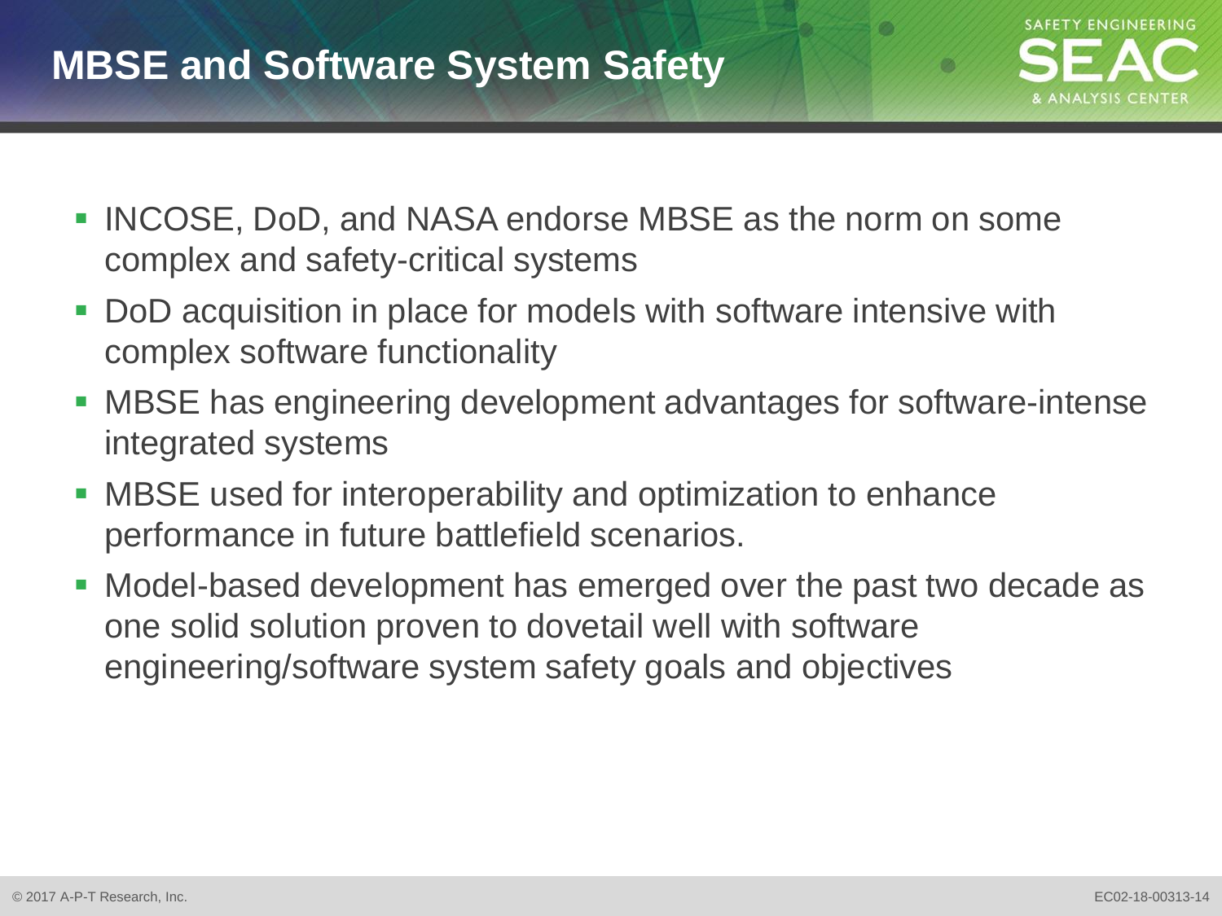# MBSE and Software System Safety

- INCOSE, DoD, and NASA endorse MBSE as the norm on some complex and safety-critical systems
- DoD acquisition in place for models with software intensive with complex software functionality
- MBSE has engineering development advantages for software-intense integrated systems
- MBSE used for interoperability and optimization to enhance performance in future battlefield scenarios.
- Model-based development has emerged over the past two decade as one solid solution proven to dovetail well with software engineering/software system safety goals and objectives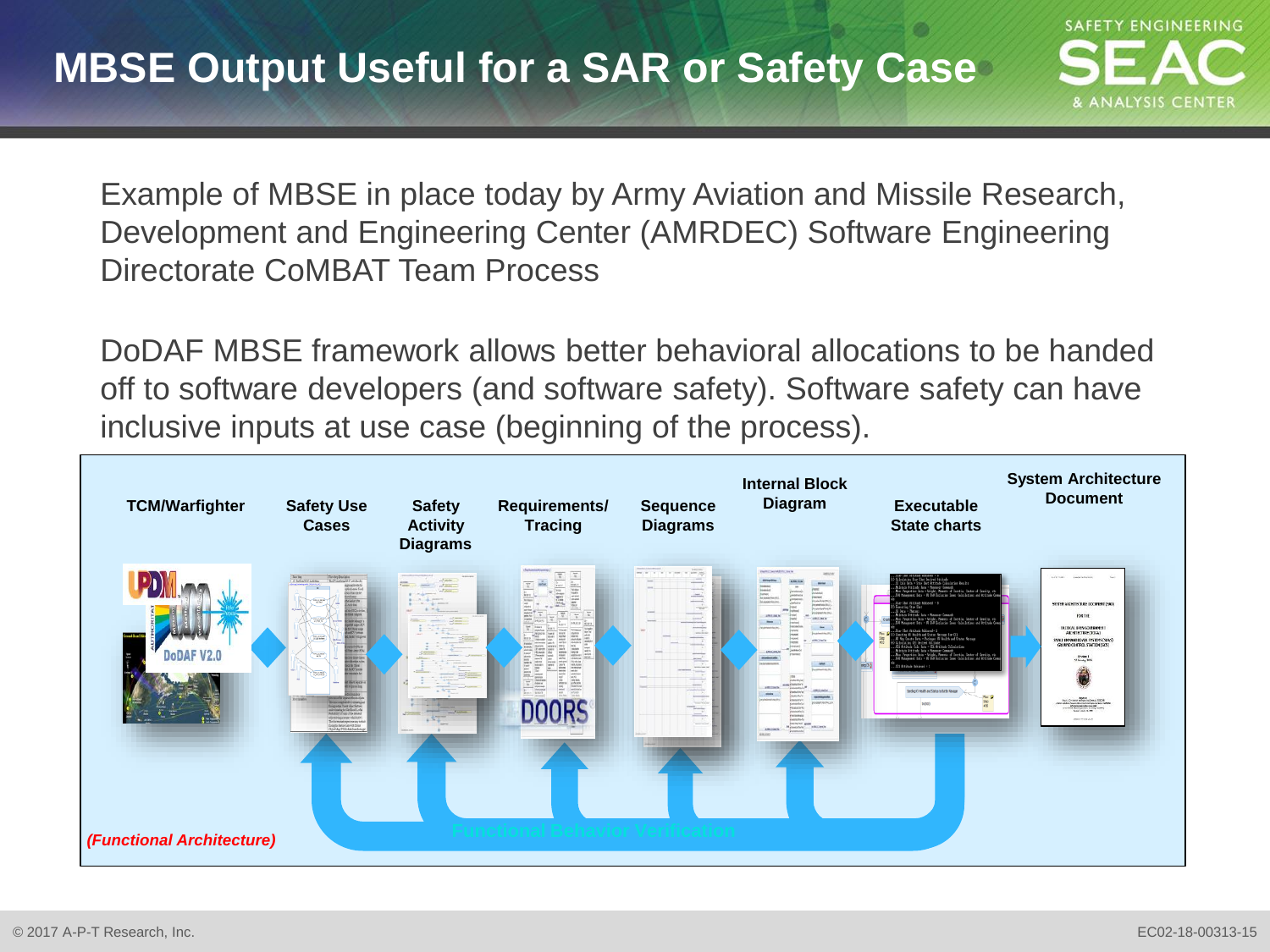# MBSE Output Useful for a SAR or Safety Case

Example of MBSE in place today by Army Aviation and Missile Research, Development and Engineering Center (AMRDEC) Software Engineering Directorate CoMBAT Team Process

DoDAF MBSE framework allows better behavioral allocations to be handed off to software developers (and software safety). Software safety can have inclusive inputs at use case (beginning of the process).

**TCM/Warfighter** | **Safety Use Cases** | **Safety Activity Diagrams** | **Requirements/ Tracing** | **Sequence Diagrams** | **Internal Block Diagram** | **Executable State charts** | **System Architecture Document**

Functional Behavior Verification

*(Functional Architecture)*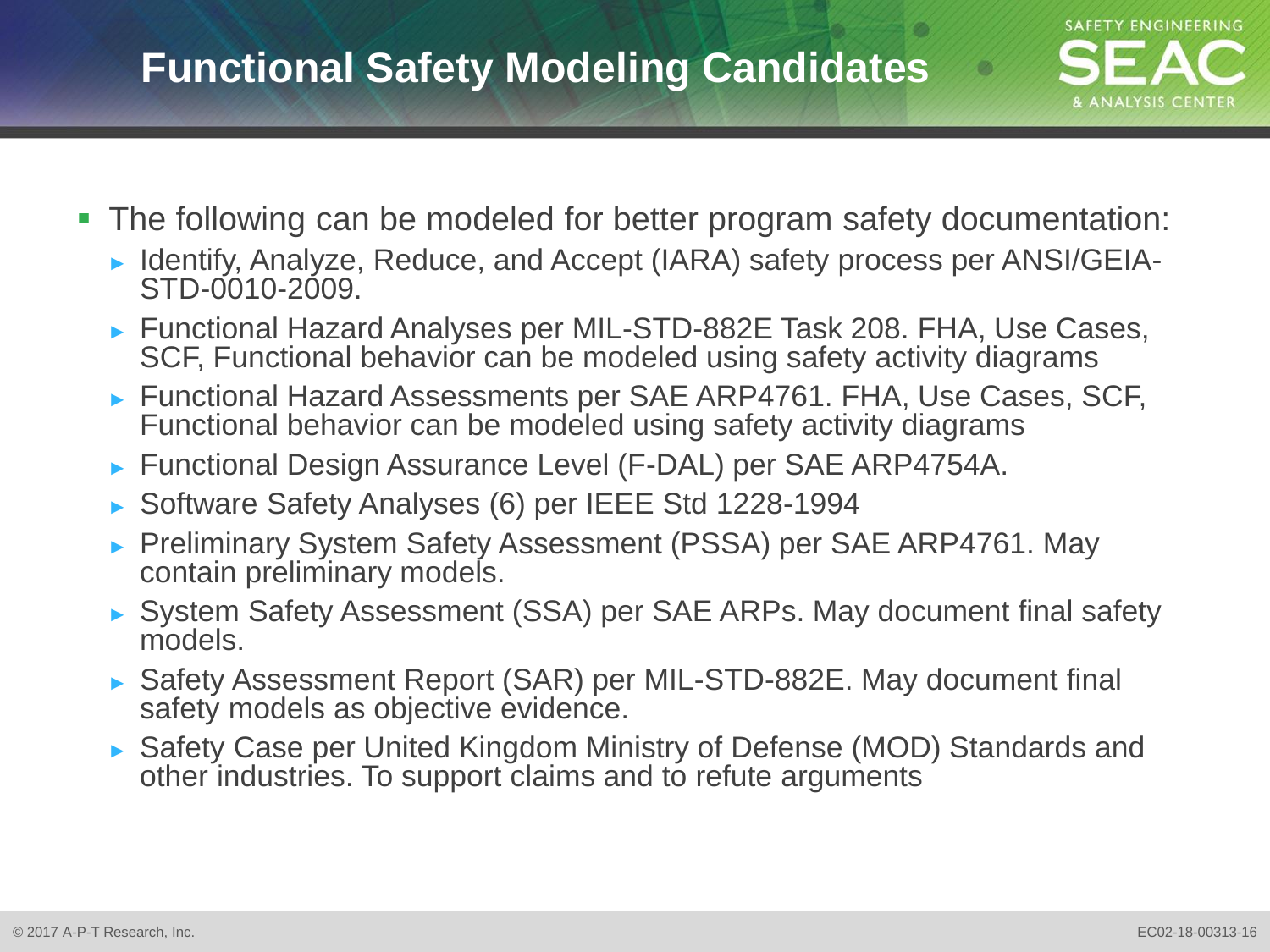# Functional Safety Modeling Candidates

- The following can be modeled for better program safety documentation:
  - Identify, Analyze, Reduce, and Accept (IARA) safety process per ANSI/GEIA-STD-0010-2009.
  - Functional Hazard Analyses per MIL-STD-882E Task 208. FHA, Use Cases, SCF, Functional behavior can be modeled using safety activity diagrams
  - Functional Hazard Assessments per SAE ARP4761. FHA, Use Cases, SCF, Functional behavior can be modeled using safety activity diagrams
  - Functional Design Assurance Level (F-DAL) per SAE ARP4754A.
  - Software Safety Analyses (6) per IEEE Std 1228-1994
  - Preliminary System Safety Assessment (PSSA) per SAE ARP4761. May contain preliminary models.
  - System Safety Assessment (SSA) per SAE ARPs. May document final safety models.
  - Safety Assessment Report (SAR) per MIL-STD-882E. May document final safety models as objective evidence.
  - Safety Case per United Kingdom Ministry of Defense (MOD) Standards and other industries. To support claims and to refute arguments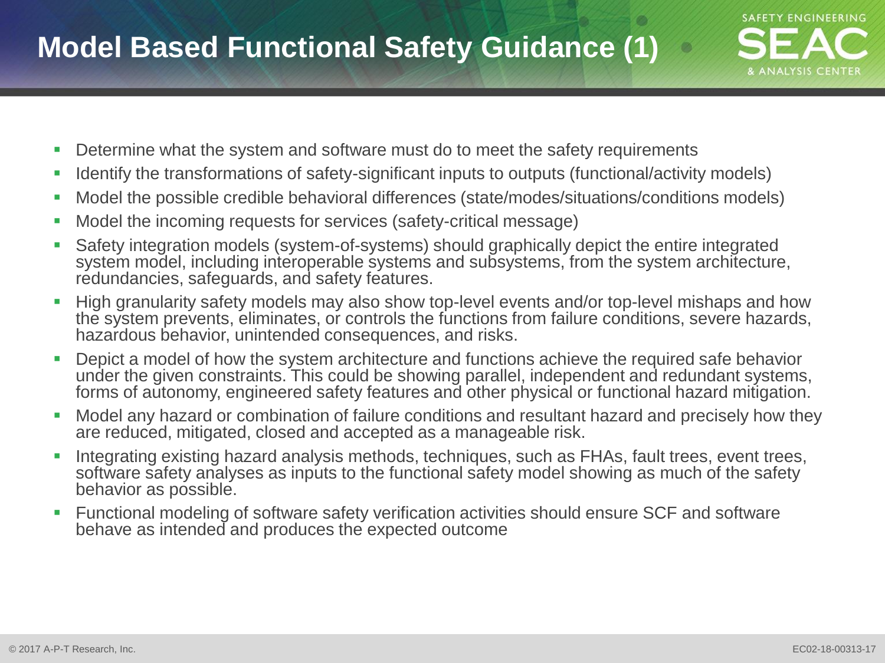# Model Based Functional Safety Guidance (1)

- Determine what the system and software must do to meet the safety requirements
- Identify the transformations of safety-significant inputs to outputs (functional/activity models)
- Model the possible credible behavioral differences (state/modes/situations/conditions models)
- Model the incoming requests for services (safety-critical message)
- Safety integration models (system-of-systems) should graphically depict the entire integrated system model, including interoperable systems and subsystems, from the system architecture, redundancies, safeguards, and safety features.
- High granularity safety models may also show top-level events and/or top-level mishaps and how the system prevents, eliminates, or controls the functions from failure conditions, severe hazards, hazardous behavior, unintended consequences, and risks.
- Depict a model of how the system architecture and functions achieve the required safe behavior under the given constraints. This could be showing parallel, independent and redundant systems, forms of autonomy, engineered safety features and other physical or functional hazard mitigation.
- Model any hazard or combination of failure conditions and resultant hazard and precisely how they are reduced, mitigated, closed and accepted as a manageable risk.
- Integrating existing hazard analysis methods, techniques, such as FHAs, fault trees, event trees, software safety analyses as inputs to the functional safety model showing as much of the safety behavior as possible.
- Functional modeling of software safety verification activities should ensure SCF and software behave as intended and produces the expected outcome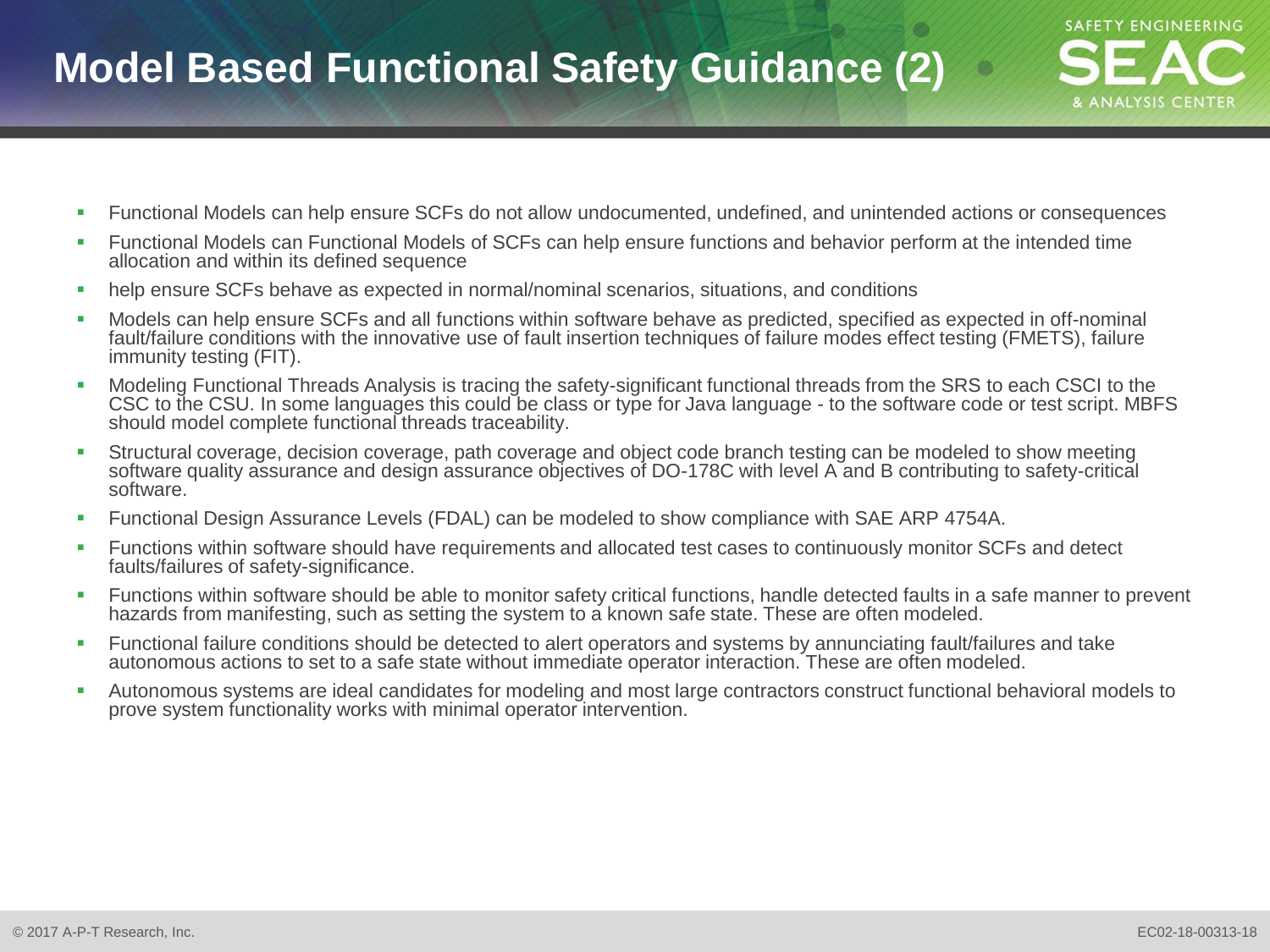# Model Based Functional Safety Guidance (2)

- Functional Models can help ensure SCFs do not allow undocumented, undefined, and unintended actions or consequences
- Functional Models can Functional Models of SCFs can help ensure functions and behavior perform at the intended time allocation and within its defined sequence
- help ensure SCFs behave as expected in normal/nominal scenarios, situations, and conditions
- Models can help ensure SCFs and all functions within software behave as predicted, specified as expected in off-nominal fault/failure conditions with the innovative use of fault insertion techniques of failure modes effect testing (FMETS), failure immunity testing (FIT).
- Modeling Functional Threads Analysis is tracing the safety-significant functional threads from the SRS to each CSCI to the CSC to the CSU. In some languages this could be class or type for Java language - to the software code or test script. MBFS should model complete functional threads traceability.
- Structural coverage, decision coverage, path coverage and object code branch testing can be modeled to show meeting software quality assurance and design assurance objectives of DO-178C with level A and B contributing to safety-critical software.
- Functional Design Assurance Levels (FDAL) can be modeled to show compliance with SAE ARP 4754A.
- Functions within software should have requirements and allocated test cases to continuously monitor SCFs and detect faults/failures of safety-significance.
- Functions within software should be able to monitor safety critical functions, handle detected faults in a safe manner to prevent hazards from manifesting, such as setting the system to a known safe state. These are often modeled.
- Functional failure conditions should be detected to alert operators and systems by annunciating fault/failures and take autonomous actions to set to a safe state without immediate operator interaction. These are often modeled.
- Autonomous systems are ideal candidates for modeling and most large contractors construct functional behavioral models to prove system functionality works with minimal operator intervention.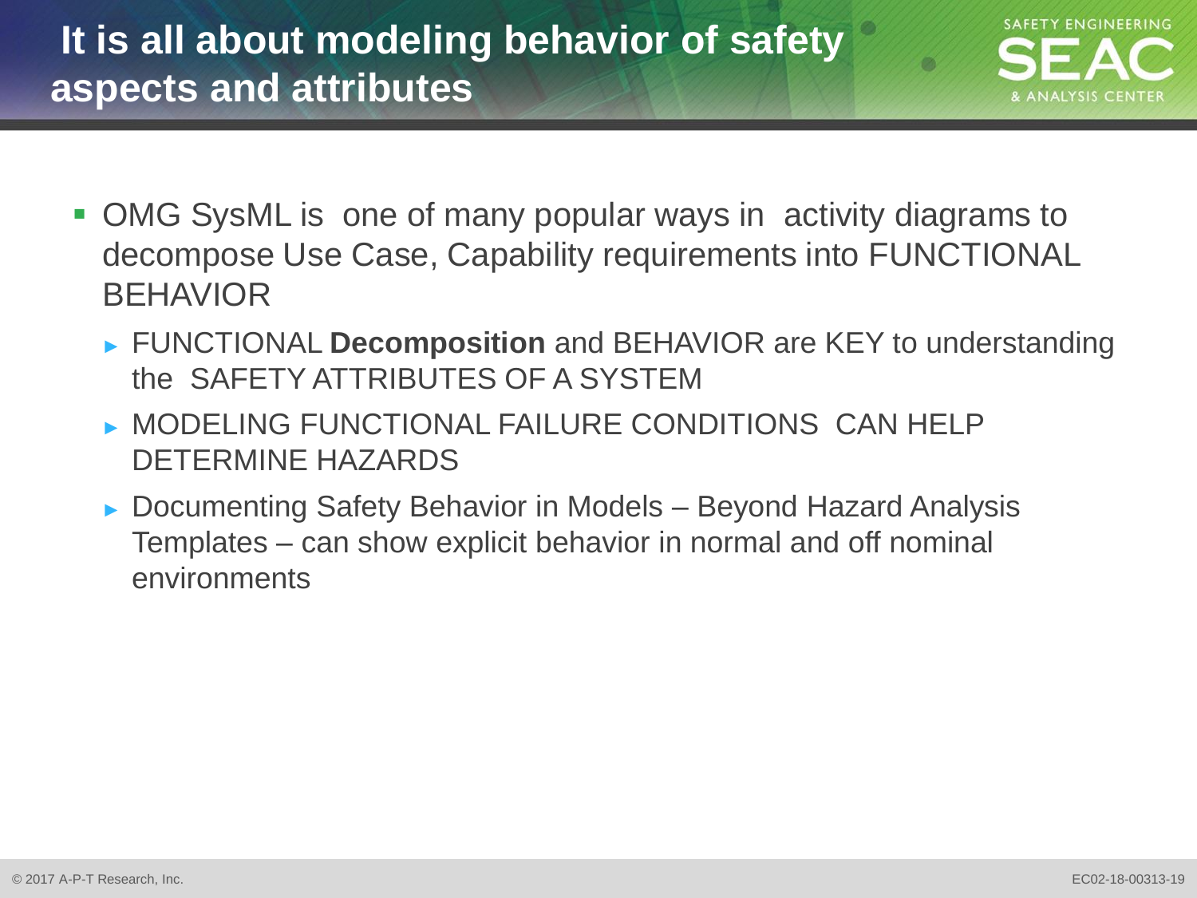# It is all about modeling behavior of safety aspects and attributes

- OMG SysML is one of many popular ways in activity diagrams to decompose Use Case, Capability requirements into FUNCTIONAL BEHAVIOR
  - FUNCTIONAL **Decomposition** and BEHAVIOR are KEY to understanding the SAFETY ATTRIBUTES OF A SYSTEM
  - MODELING FUNCTIONAL FAILURE CONDITIONS CAN HELP DETERMINE HAZARDS
  - Documenting Safety Behavior in Models – Beyond Hazard Analysis Templates – can show explicit behavior in normal and off nominal environments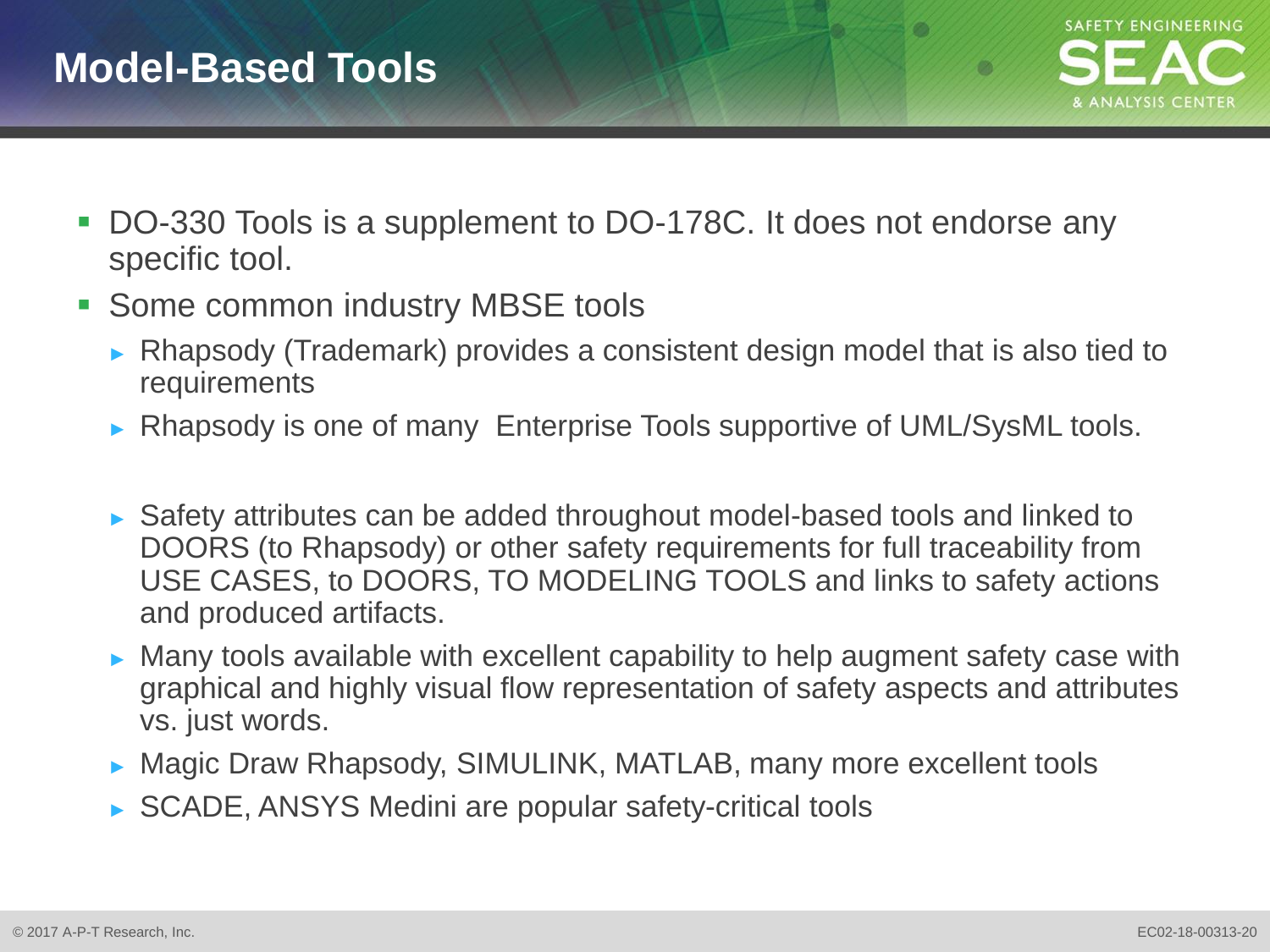# Model-Based Tools

- DO-330 Tools is a supplement to DO-178C. It does not endorse any specific tool.
- Some common industry MBSE tools
  - Rhapsody (Trademark) provides a consistent design model that is also tied to requirements
  - Rhapsody is one of many Enterprise Tools supportive of UML/SysML tools.
  - Safety attributes can be added throughout model-based tools and linked to DOORS (to Rhapsody) or other safety requirements for full traceability from USE CASES, to DOORS, TO MODELING TOOLS and links to safety actions and produced artifacts.
  - Many tools available with excellent capability to help augment safety case with graphical and highly visual flow representation of safety aspects and attributes vs. just words.
  - Magic Draw Rhapsody, SIMULINK, MATLAB, many more excellent tools
  - SCADE, ANSYS Medini are popular safety-critical tools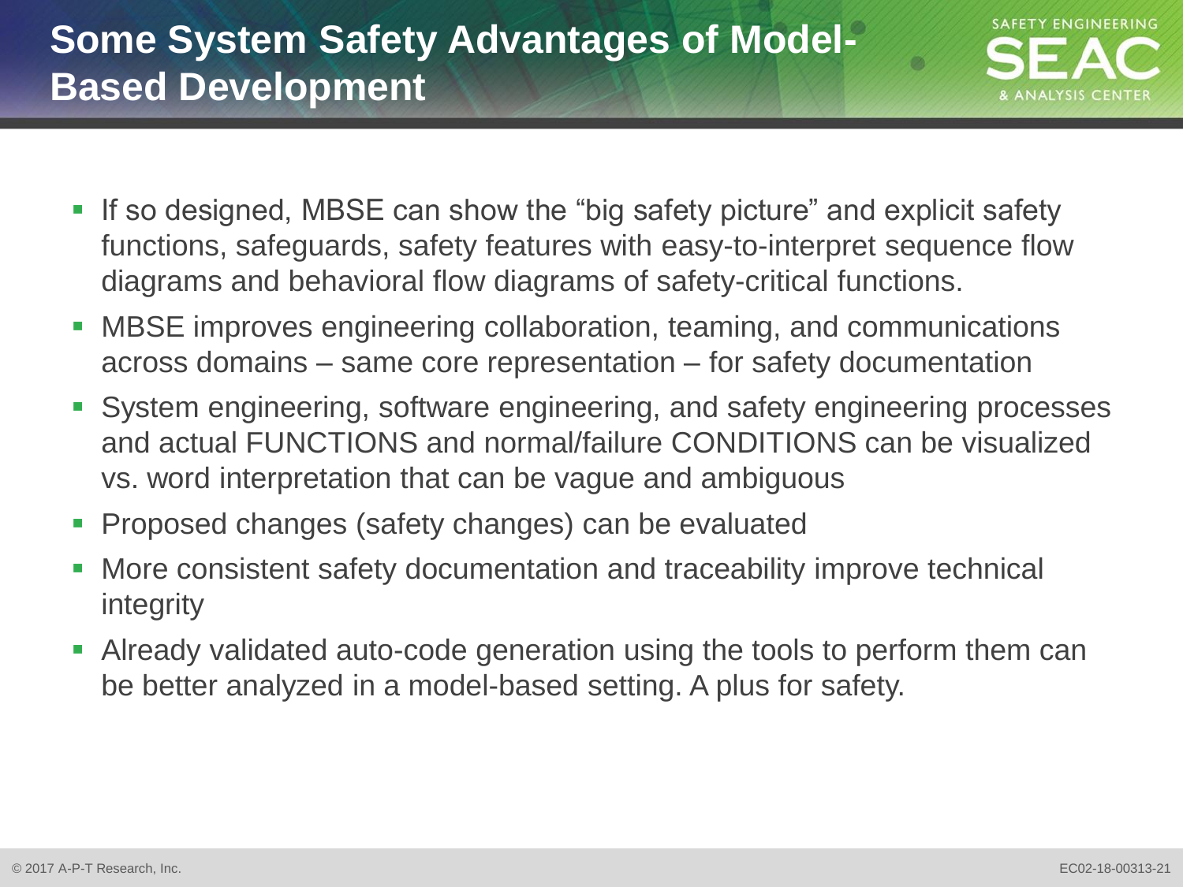# Some System Safety Advantages of Model-Based Development

- If so designed, MBSE can show the “big safety picture” and explicit safety functions, safeguards, safety features with easy-to-interpret sequence flow diagrams and behavioral flow diagrams of safety-critical functions.
- MBSE improves engineering collaboration, teaming, and communications across domains – same core representation – for safety documentation
- System engineering, software engineering, and safety engineering processes and actual FUNCTIONS and normal/failure CONDITIONS can be visualized vs. word interpretation that can be vague and ambiguous
- Proposed changes (safety changes) can be evaluated
- More consistent safety documentation and traceability improve technical integrity
- Already validated auto-code generation using the tools to perform them can be better analyzed in a model-based setting. A plus for safety.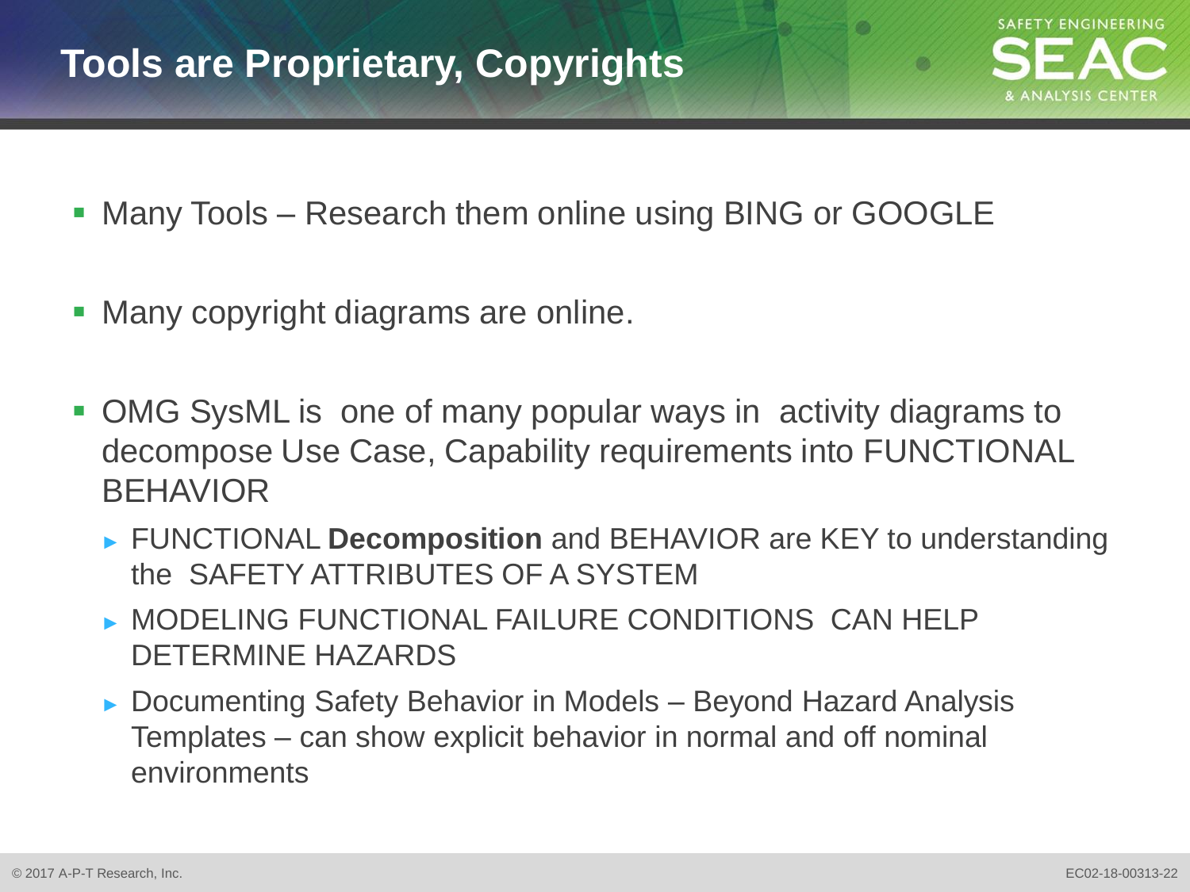# Tools are Proprietary, Copyrights

- Many Tools – Research them online using BING or GOOGLE
- Many copyright diagrams are online.
- OMG SysML is one of many popular ways in activity diagrams to decompose Use Case, Capability requirements into FUNCTIONAL BEHAVIOR
  - FUNCTIONAL **Decomposition** and BEHAVIOR are KEY to understanding the SAFETY ATTRIBUTES OF A SYSTEM
  - MODELING FUNCTIONAL FAILURE CONDITIONS CAN HELP DETERMINE HAZARDS
  - Documenting Safety Behavior in Models – Beyond Hazard Analysis Templates – can show explicit behavior in normal and off nominal environments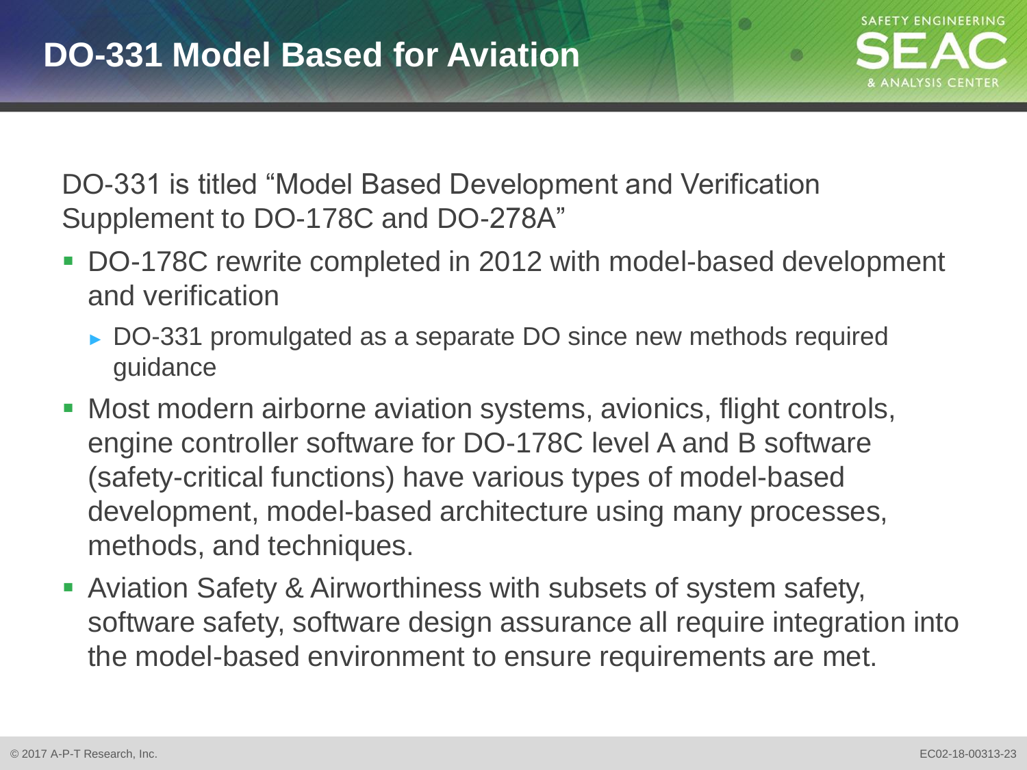# DO-331 Model Based for Aviation

DO-331 is titled "Model Based Development and Verification Supplement to DO-178C and DO-278A"

- DO-178C rewrite completed in 2012 with model-based development and verification
  - DO-331 promulgated as a separate DO since new methods required guidance
- Most modern airborne aviation systems, avionics, flight controls, engine controller software for DO-178C level A and B software (safety-critical functions) have various types of model-based development, model-based architecture using many processes, methods, and techniques.
- Aviation Safety & Airworthiness with subsets of system safety, software safety, software design assurance all require integration into the model-based environment to ensure requirements are met.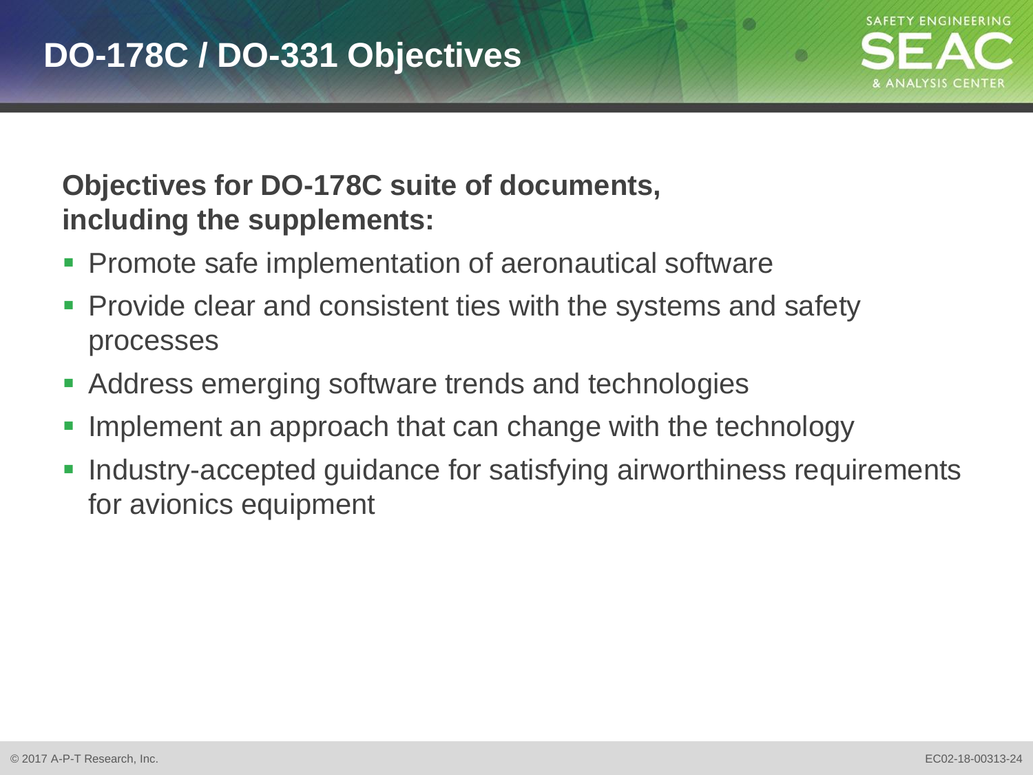# DO-178C / DO-331 Objectives

**Objectives for DO-178C suite of documents, including the supplements:**

- Promote safe implementation of aeronautical software
- Provide clear and consistent ties with the systems and safety processes
- Address emerging software trends and technologies
- Implement an approach that can change with the technology
- Industry-accepted guidance for satisfying airworthiness requirements for avionics equipment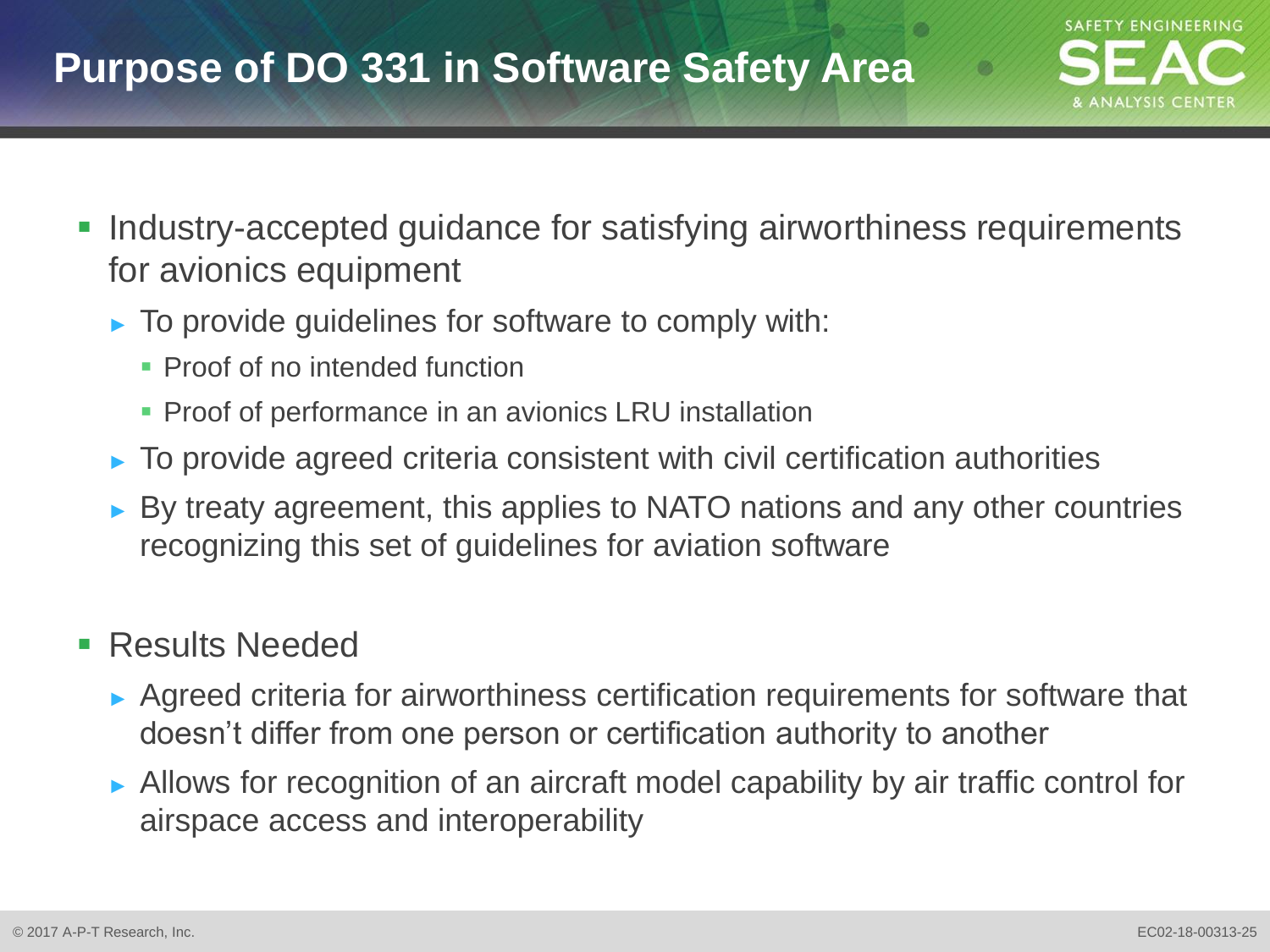# Purpose of DO 331 in Software Safety Area

- Industry-accepted guidance for satisfying airworthiness requirements for avionics equipment
  - To provide guidelines for software to comply with:
    - Proof of no intended function
    - Proof of performance in an avionics LRU installation
  - To provide agreed criteria consistent with civil certification authorities
  - By treaty agreement, this applies to NATO nations and any other countries recognizing this set of guidelines for aviation software
- Results Needed
  - Agreed criteria for airworthiness certification requirements for software that doesn't differ from one person or certification authority to another
  - Allows for recognition of an aircraft model capability by air traffic control for airspace access and interoperability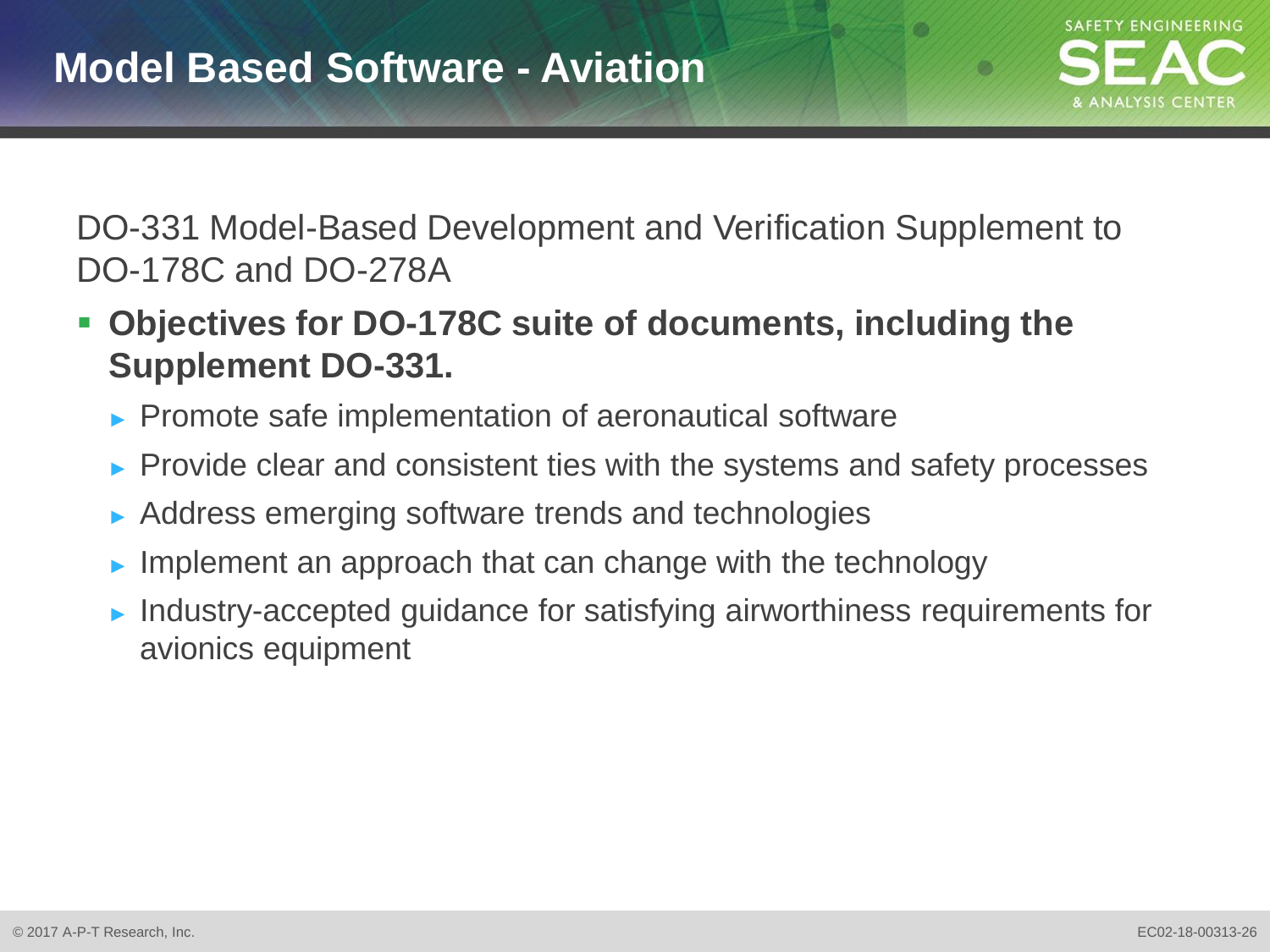# Model Based Software - Aviation

DO-331 Model-Based Development and Verification Supplement to DO-178C and DO-278A

- **Objectives for DO-178C suite of documents, including the Supplement DO-331.**
  - Promote safe implementation of aeronautical software
  - Provide clear and consistent ties with the systems and safety processes
  - Address emerging software trends and technologies
  - Implement an approach that can change with the technology
  - Industry-accepted guidance for satisfying airworthiness requirements for avionics equipment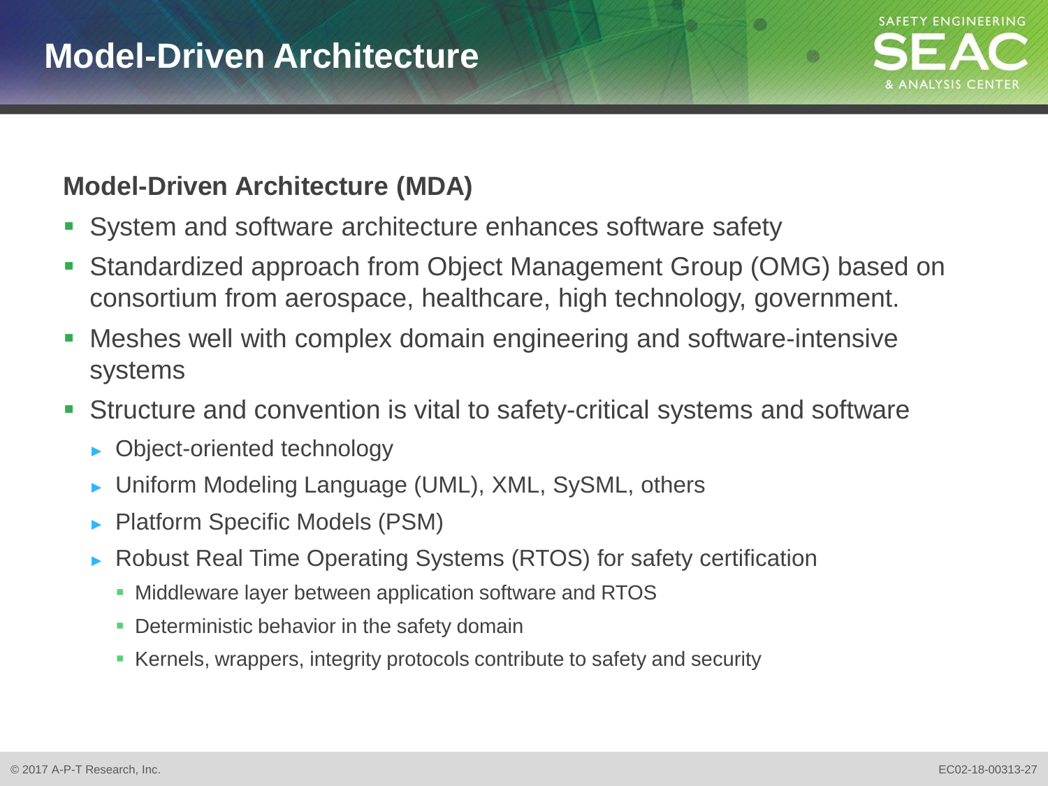# Model-Driven Architecture

**Model-Driven Architecture (MDA)**

- System and software architecture enhances software safety
- Standardized approach from Object Management Group (OMG) based on consortium from aerospace, healthcare, high technology, government.
- Meshes well with complex domain engineering and software-intensive systems
- Structure and convention is vital to safety-critical systems and software
  - Object-oriented technology
  - Uniform Modeling Language (UML), XML, SySML, others
  - Platform Specific Models (PSM)
  - Robust Real Time Operating Systems (RTOS) for safety certification
    - Middleware layer between application software and RTOS
    - Deterministic behavior in the safety domain
    - Kernels, wrappers, integrity protocols contribute to safety and security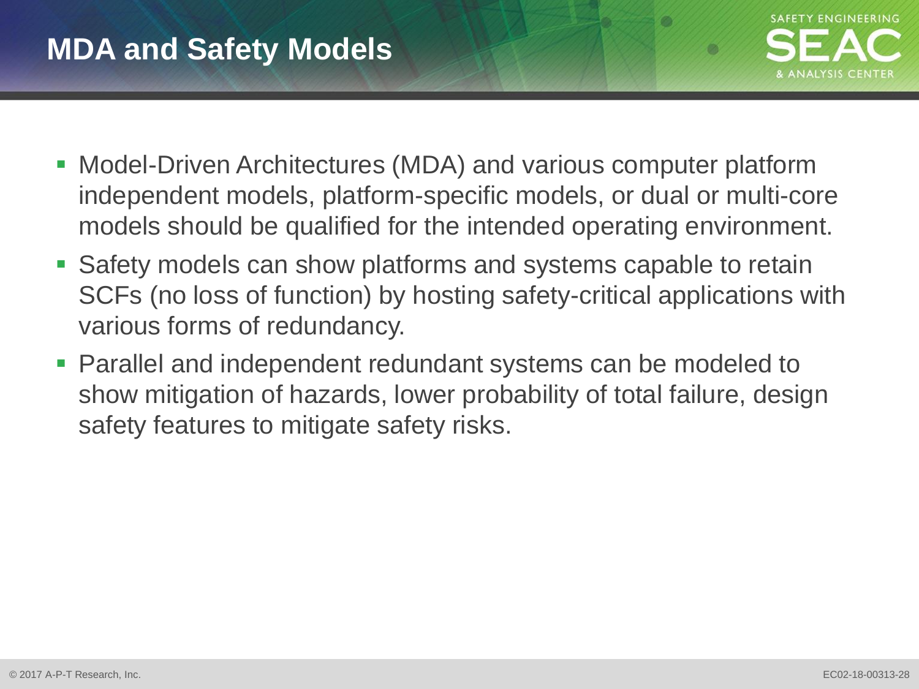# MDA and Safety Models

- Model-Driven Architectures (MDA) and various computer platform independent models, platform-specific models, or dual or multi-core models should be qualified for the intended operating environment.
- Safety models can show platforms and systems capable to retain SCFs (no loss of function) by hosting safety-critical applications with various forms of redundancy.
- Parallel and independent redundant systems can be modeled to show mitigation of hazards, lower probability of total failure, design safety features to mitigate safety risks.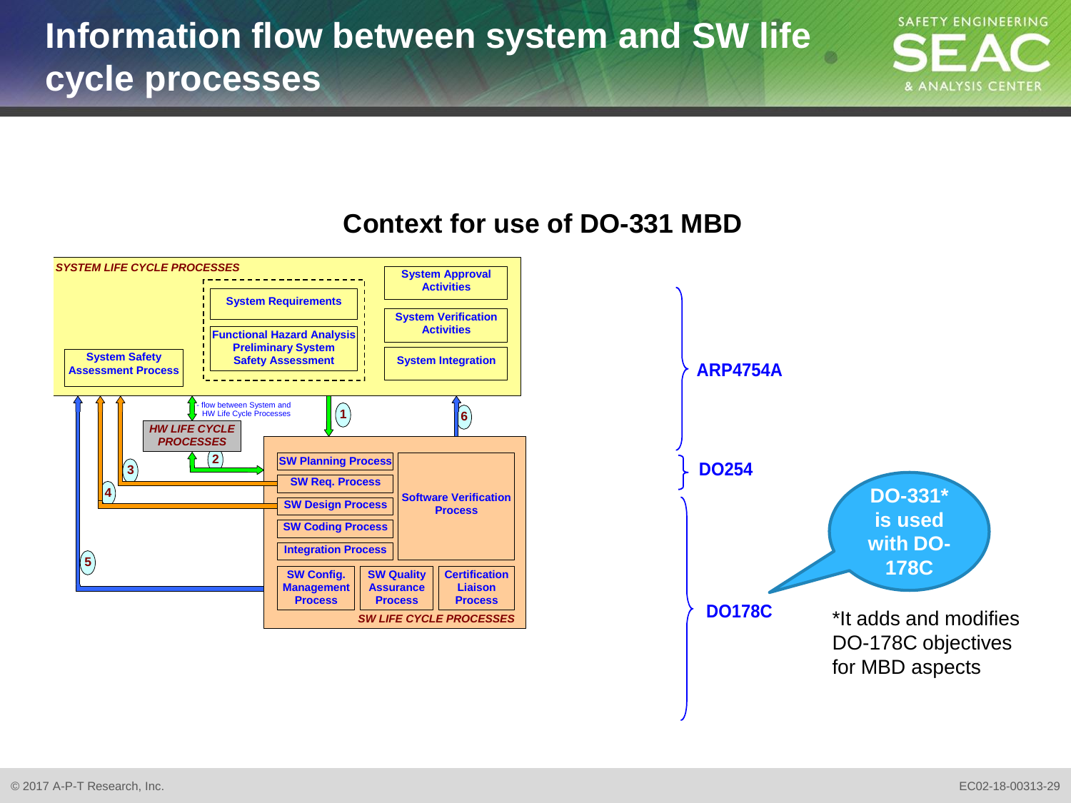# Information flow between system and SW life cycle processes

## Context for use of DO-331 MBD

*SYSTEM LIFE CYCLE PROCESSES*

- System Requirements
- Functional Hazard Analysis Preliminary System Safety Assessment
- System Safety Assessment Process
- System Approval Activities
- System Verification Activities
- System Integration

flow between System and HW Life Cycle Processes

*HW LIFE CYCLE PROCESSES*

1, 2, 3, 4, 5, 6

- SW Planning Process
- SW Req. Process
- SW Design Process
- SW Coding Process
- Integration Process
- Software Verification Process
- SW Config. Management Process
- SW Quality Assurance Process
- Certification Liaison Process

*SW LIFE CYCLE PROCESSES*

**ARP4754A**

**DO254**

**DO178C**

**DO-331\* is used with DO-178C**

\*It adds and modifies DO-178C objectives for MBD aspects

© 2017 A-P-T Research, Inc.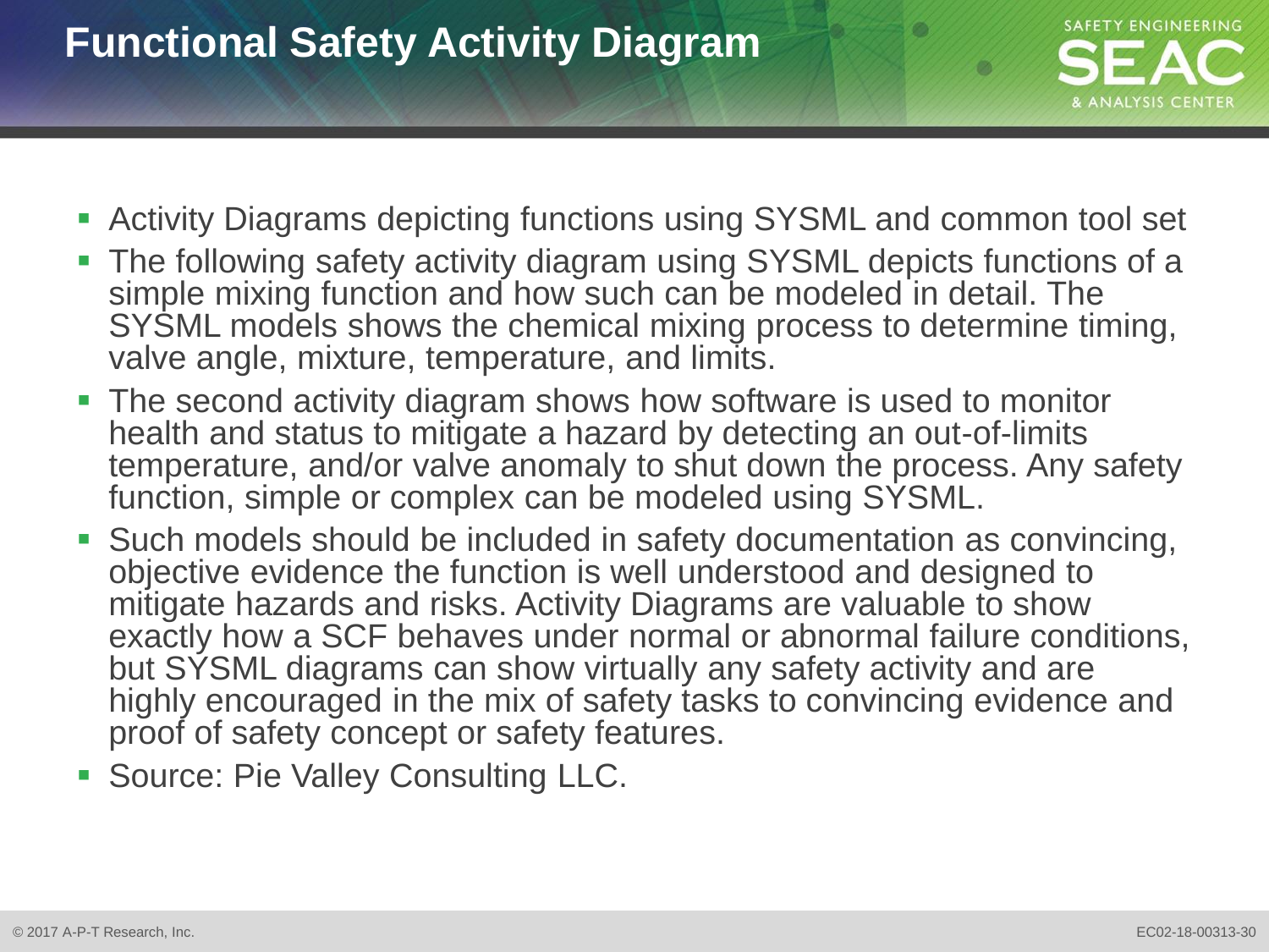# Functional Safety Activity Diagram

- Activity Diagrams depicting functions using SYSML and common tool set
- The following safety activity diagram using SYSML depicts functions of a simple mixing function and how such can be modeled in detail. The SYSML models shows the chemical mixing process to determine timing, valve angle, mixture, temperature, and limits.
- The second activity diagram shows how software is used to monitor health and status to mitigate a hazard by detecting an out-of-limits temperature, and/or valve anomaly to shut down the process. Any safety function, simple or complex can be modeled using SYSML.
- Such models should be included in safety documentation as convincing, objective evidence the function is well understood and designed to mitigate hazards and risks. Activity Diagrams are valuable to show exactly how a SCF behaves under normal or abnormal failure conditions, but SYSML diagrams can show virtually any safety activity and are highly encouraged in the mix of safety tasks to convincing evidence and proof of safety concept or safety features.
- Source: Pie Valley Consulting LLC.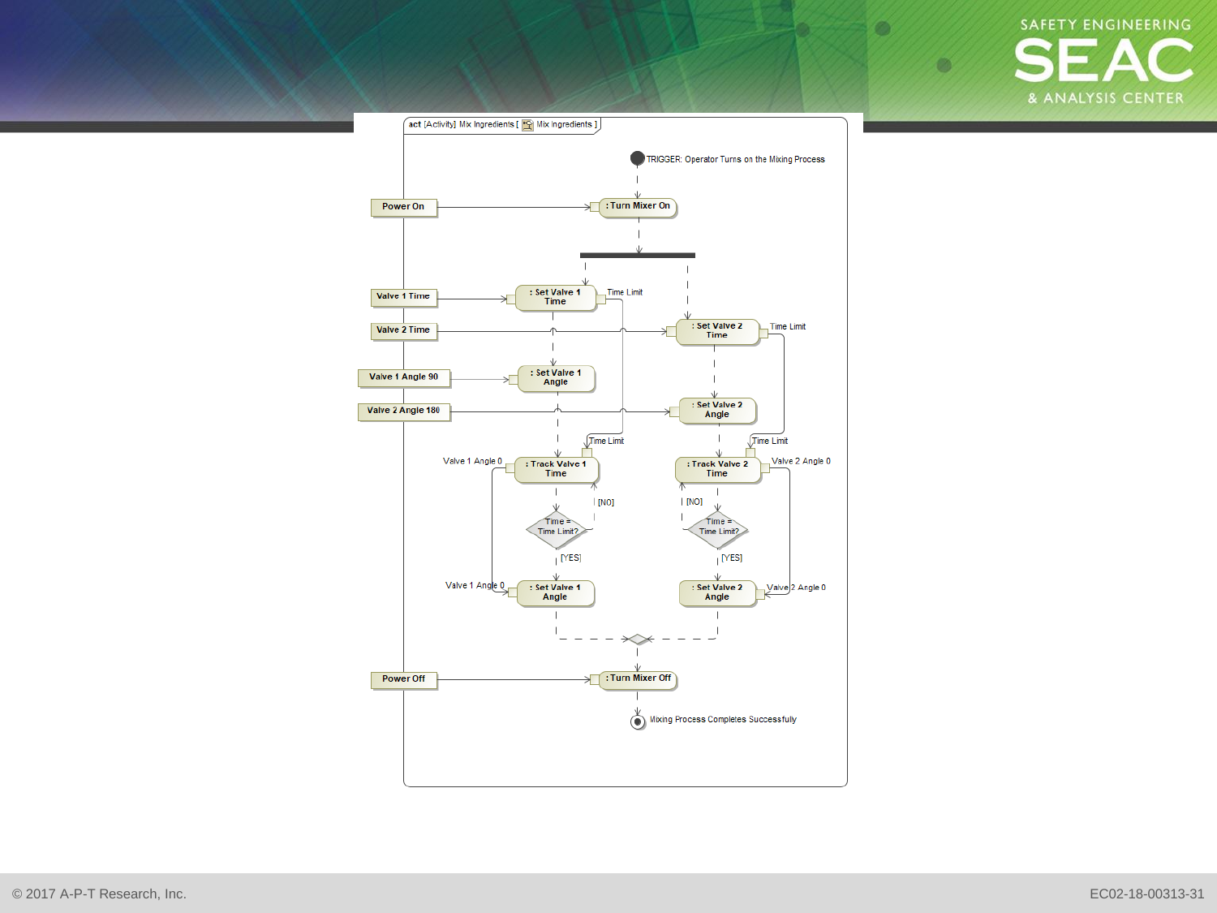act [Activity] Mix Ingredients [ Mix Ingredients ]

TRIGGER: Operator Turns on the Mixing Process

Power On → : Turn Mixer On

Valve 1 Time → : Set Valve 1 Time — Time Limit

Valve 2 Time → : Set Valve 2 Time — Time Limit

Valve 1 Angle 90 → : Set Valve 1 Angle

Valve 2 Angle 180 → : Set Valve 2 Angle

Time Limit → : Track Valve 1 Time — Valve 1 Angle 0

Time Limit → : Track Valve 2 Time — Valve 2 Angle 0

Time = Time Limit? [NO] [YES]

Time = Time Limit? [NO] [YES]

Valve 1 Angle 0 → : Set Valve 1 Angle

Valve 2 Angle 0 → : Set Valve 2 Angle

Power Off → : Turn Mixer Off

Mixing Process Completes Successfully

© 2017 A-P-T Research, Inc.

EC02-18-00313-31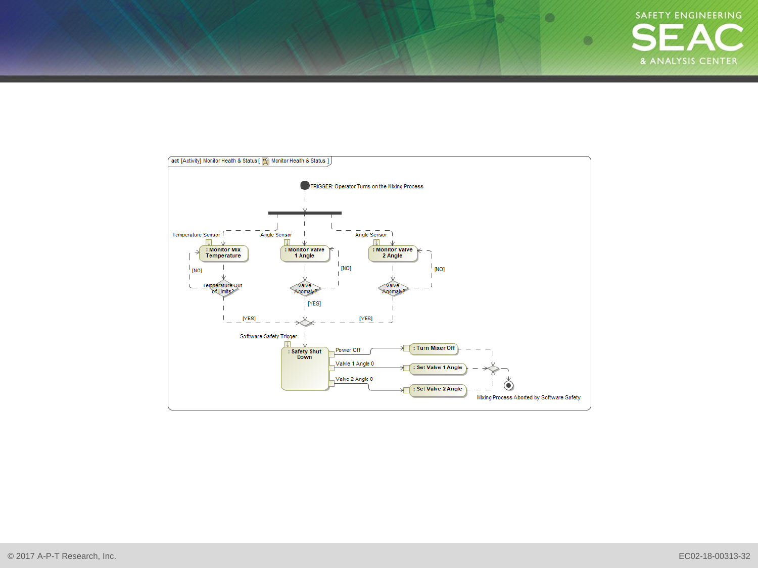act [Activity] Monitor Health & Status [ Monitor Health & Status ]

TRIGGER: Operator Turns on the Mixing Process

Temperature Sensor

Angle Sensor

Angle Sensor

: Monitor Mix Temperature

: Monitor Valve 1 Angle

: Monitor Valve 2 Angle

[NO]

[NO]

[NO]

Temperature Out of Limits?

Valve Anomaly?

Valve Anomaly?

[YES]

[YES]

[YES]

Software Safety Trigger

: Safety Shut Down

Power Off

Valve 1 Angle 0

Valve 2 Angle 0

: Turn Mixer Off

: Set Valve 1 Angle

: Set Valve 2 Angle

Mixing Process Aborted by Software Safety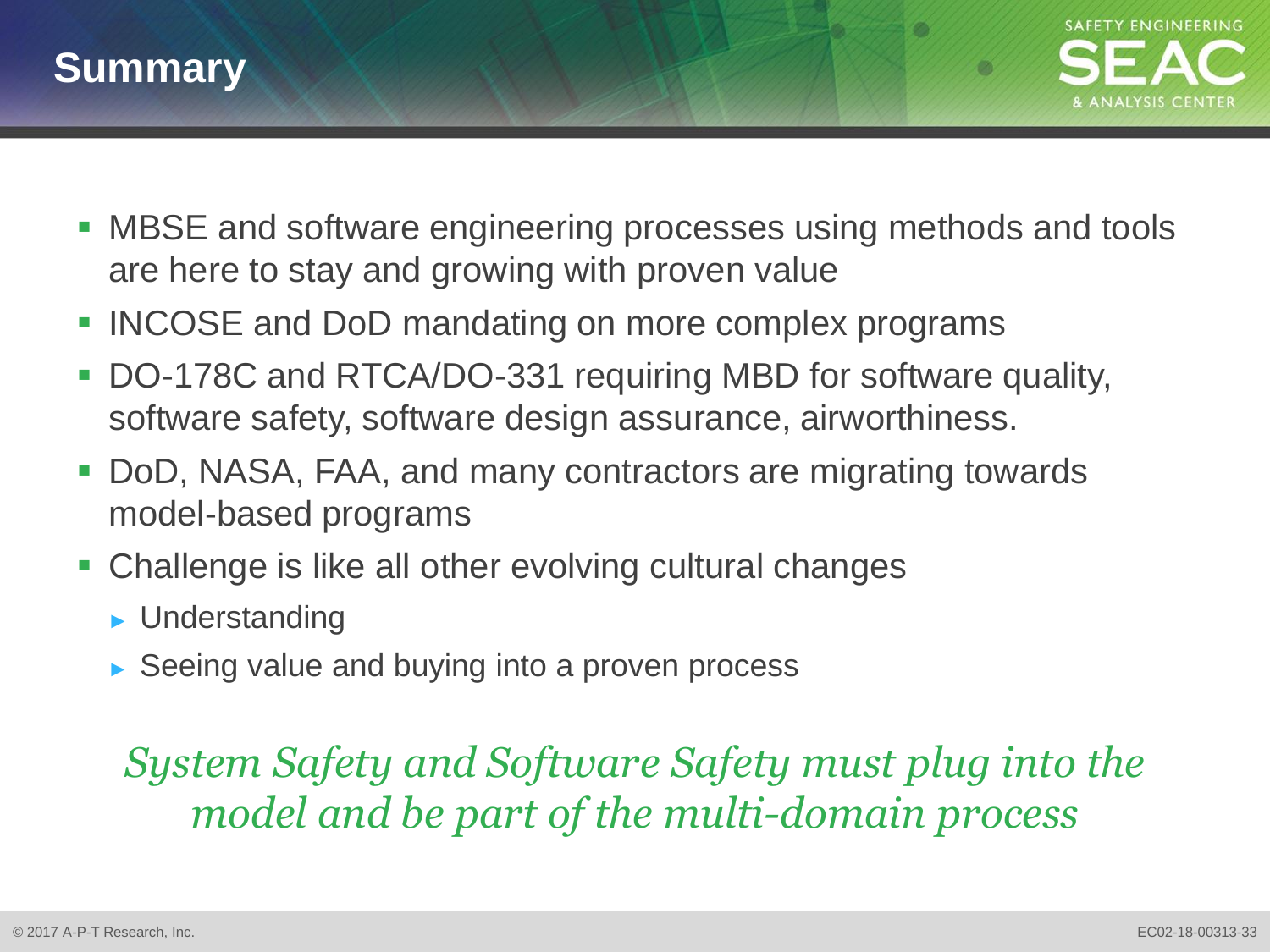# Summary

- MBSE and software engineering processes using methods and tools are here to stay and growing with proven value
- INCOSE and DoD mandating on more complex programs
- DO-178C and RTCA/DO-331 requiring MBD for software quality, software safety, software design assurance, airworthiness.
- DoD, NASA, FAA, and many contractors are migrating towards model-based programs
- Challenge is like all other evolving cultural changes
  - Understanding
  - Seeing value and buying into a proven process

*System Safety and Software Safety must plug into the model and be part of the multi-domain process*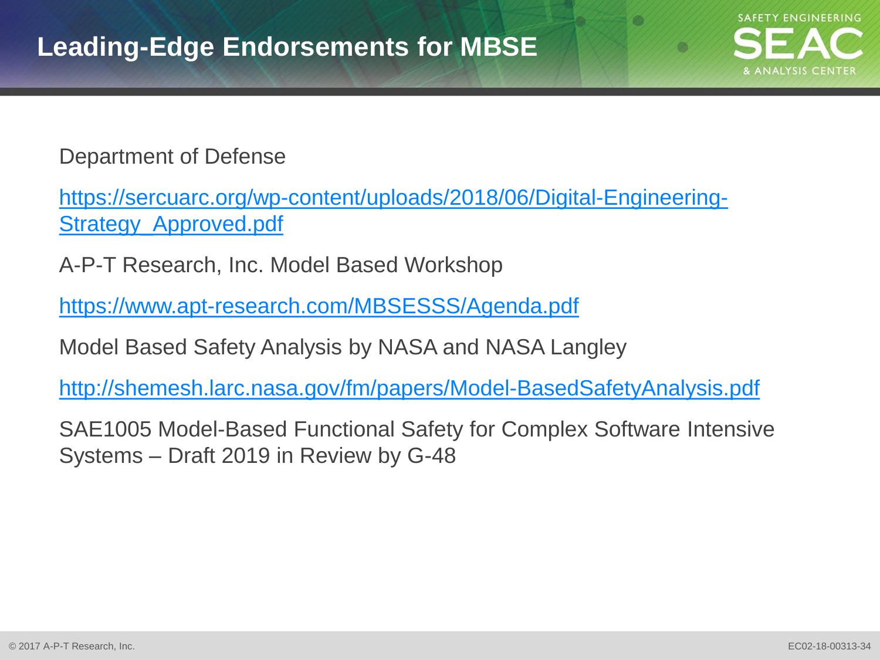# Leading-Edge Endorsements for MBSE

Department of Defense

https://sercuarc.org/wp-content/uploads/2018/06/Digital-Engineering-Strategy_Approved.pdf

A-P-T Research, Inc. Model Based Workshop

https://www.apt-research.com/MBSESSS/Agenda.pdf

Model Based Safety Analysis by NASA and NASA Langley

http://shemesh.larc.nasa.gov/fm/papers/Model-BasedSafetyAnalysis.pdf

SAE1005 Model-Based Functional Safety for Complex Software Intensive Systems – Draft 2019 in Review by G-48